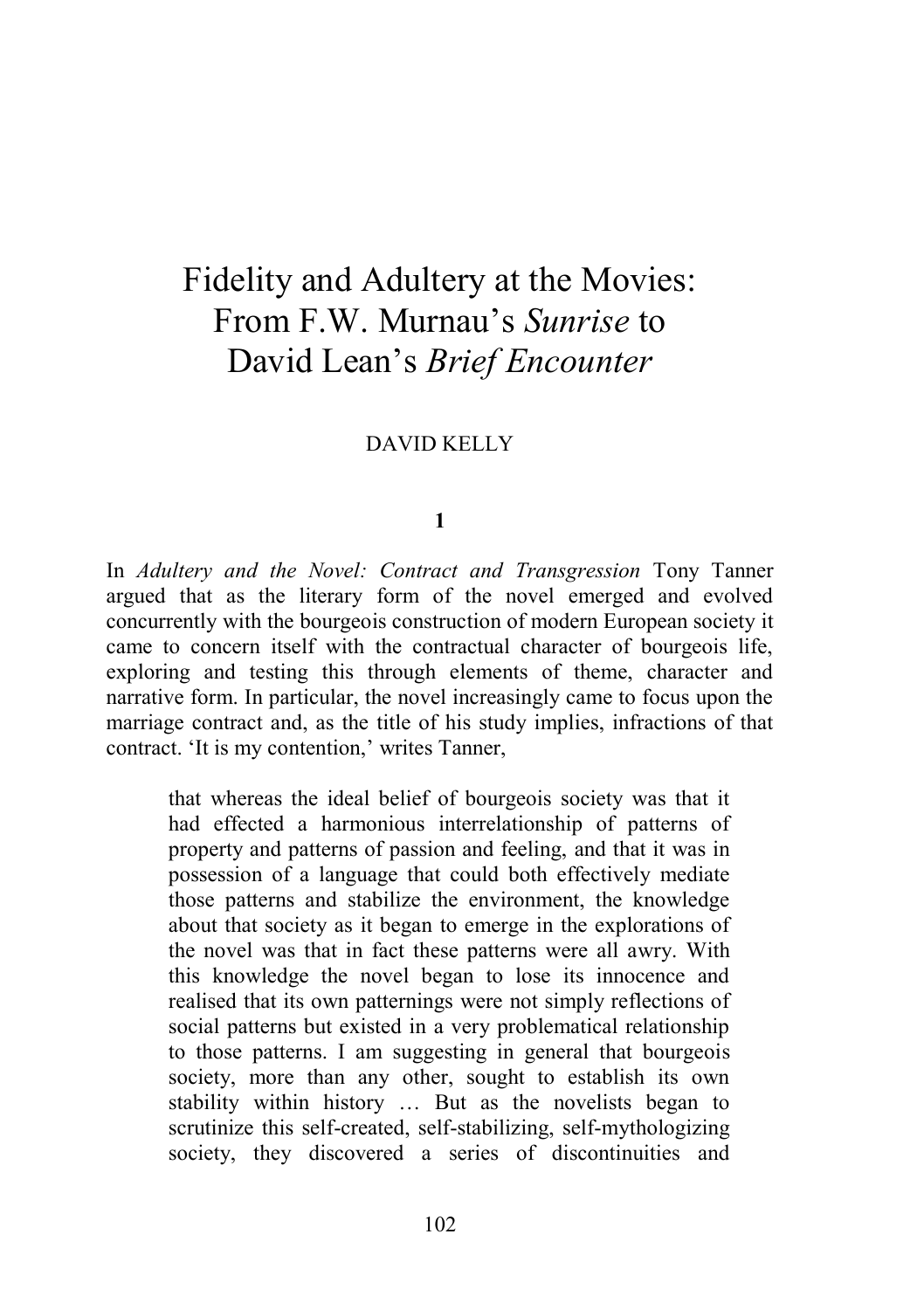# Fidelity and Adultery at the Movies: From F.W. Murnau's *Sunrise* to David Lean's *Brief Encounter*

DAVID KELLY

## 1

In *Adultery and the Novel: Contract and Transgression* Tony Tanner argued that as the literary form of the novel emerged and evolved concurrently with the bourgeois construction of modern European society it came to concern itself with the contractual character of bourgeois life, exploring and testing this through elements of theme, character and narrative form. In particular, the novel increasingly came to focus upon the marriage contract and, as the title of his study implies, infractions of that contract. 'It is my contention,' writes Tanner,

> that whereas the ideal belief of bourgeois society was that it had effected a harmonious interrelationship of patterns of property and patterns of passion and feeling, and that it was in possession of a language that could both effectively mediate those patterns and stabilize the environment, the knowledge about that society as it began to emerge in the explorations of the novel was that in fact these patterns were all awry. With this knowledge the novel began to lose its innocence and realised that its own patternings were not simply reflections of social patterns but existed in a very problematical relationship to those patterns. I am suggesting in general that bourgeois society, more than any other, sought to establish its own stability within history … But as the novelists began to scrutinize this self-created, self-stabilizing, self-mythologizing society, they discovered a series of discontinuities and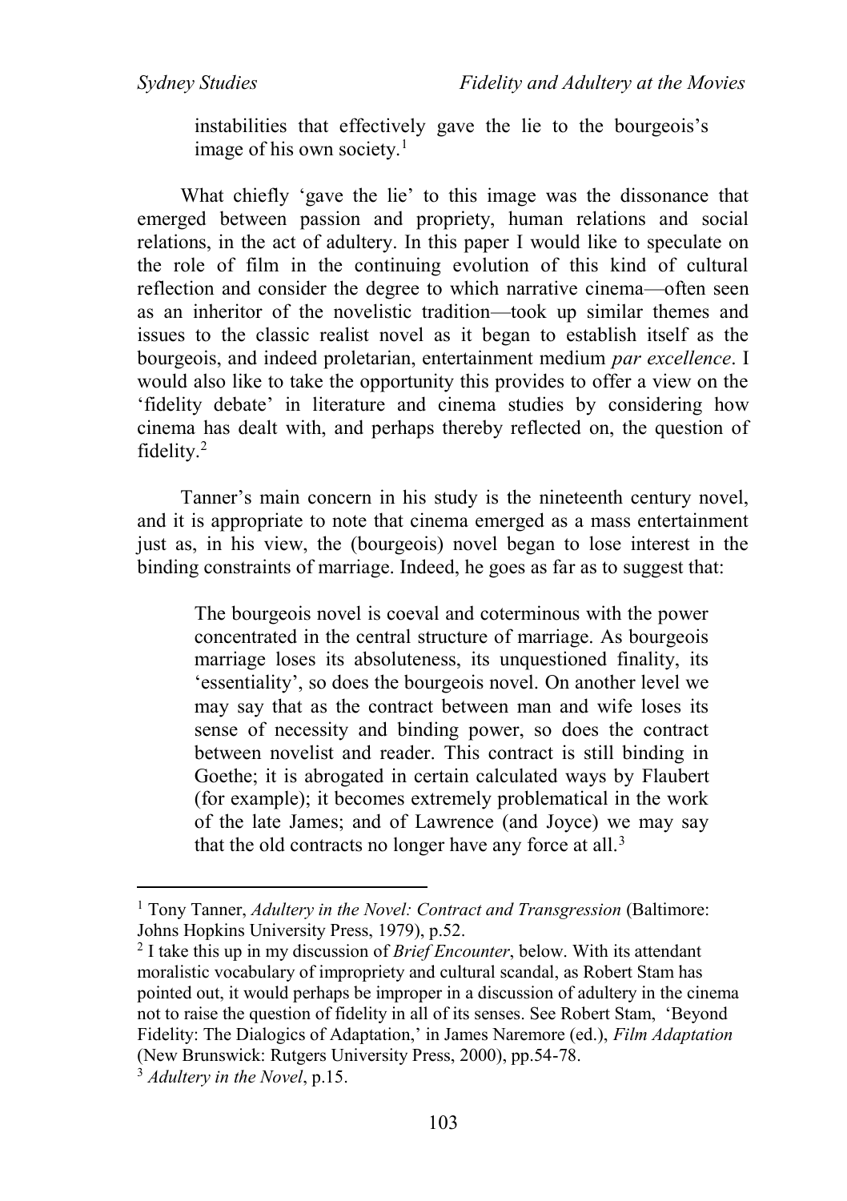> instabilities that effectively gave the lie to the bourgeois's image of his own society.[1]

What chiefly 'gave the lie' to this image was the dissonance that emerged between passion and propriety, human relations and social relations, in the act of adultery. In this paper I would like to speculate on the role of film in the continuing evolution of this kind of cultural reflection and consider the degree to which narrative cinema—often seen as an inheritor of the novelistic tradition—took up similar themes and issues to the classic realist novel as it began to establish itself as the bourgeois, and indeed proletarian, entertainment medium *par excellence*. I would also like to take the opportunity this provides to offer a view on the 'fidelity debate' in literature and cinema studies by considering how cinema has dealt with, and perhaps thereby reflected on, the question of fidelity.[2]

Tanner's main concern in his study is the nineteenth century novel, and it is appropriate to note that cinema emerged as a mass entertainment just as, in his view, the (bourgeois) novel began to lose interest in the binding constraints of marriage. Indeed, he goes as far as to suggest that:

> The bourgeois novel is coeval and coterminous with the power concentrated in the central structure of marriage. As bourgeois marriage loses its absoluteness, its unquestioned finality, its 'essentiality', so does the bourgeois novel. On another level we may say that as the contract between man and wife loses its sense of necessity and binding power, so does the contract between novelist and reader. This contract is still binding in Goethe; it is abrogated in certain calculated ways by Flaubert (for example); it becomes extremely problematical in the work of the late James; and of Lawrence (and Joyce) we may say that the old contracts no longer have any force at all.[3]

---

[1] Tony Tanner, *Adultery in the Novel: Contract and Transgression* (Baltimore: Johns Hopkins University Press, 1979), p.52.

[2] I take this up in my discussion of *Brief Encounter*, below. With its attendant moralistic vocabulary of impropriety and cultural scandal, as Robert Stam has pointed out, it would perhaps be improper in a discussion of adultery in the cinema not to raise the question of fidelity in all of its senses. See Robert Stam, 'Beyond Fidelity: The Dialogics of Adaptation,' in James Naremore (ed.), *Film Adaptation* (New Brunswick: Rutgers University Press, 2000), pp.54-78.

[3] *Adultery in the Novel*, p.15.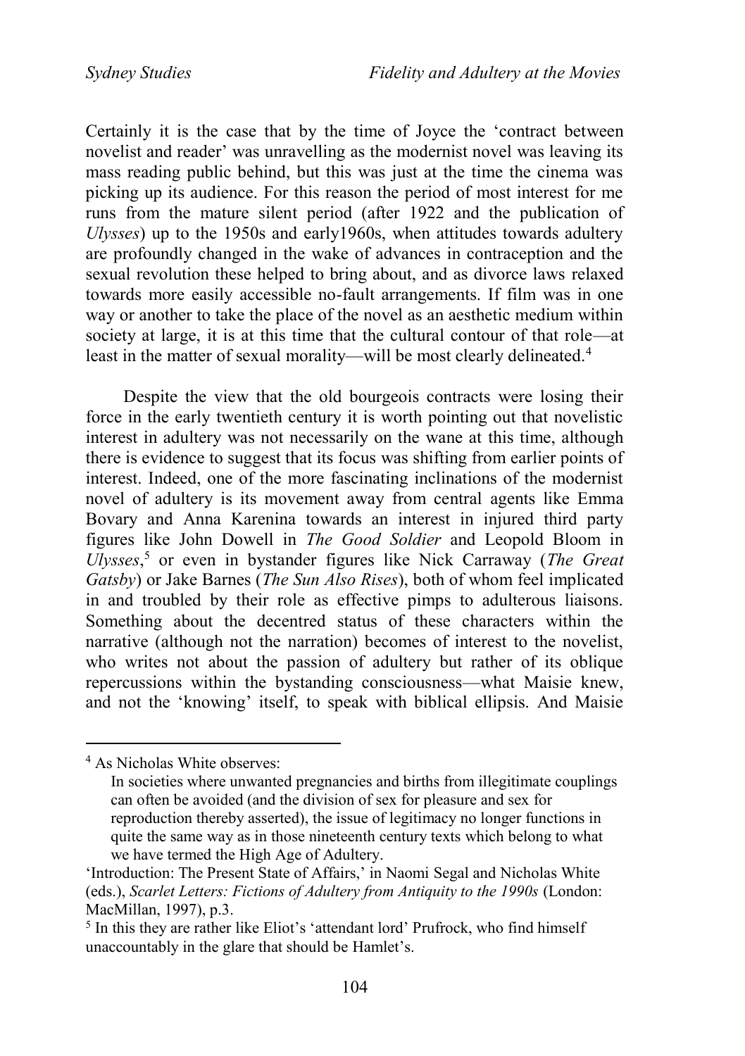Certainly it is the case that by the time of Joyce the 'contract between novelist and reader' was unravelling as the modernist novel was leaving its mass reading public behind, but this was just at the time the cinema was picking up its audience. For this reason the period of most interest for me runs from the mature silent period (after 1922 and the publication of *Ulysses*) up to the 1950s and early1960s, when attitudes towards adultery are profoundly changed in the wake of advances in contraception and the sexual revolution these helped to bring about, and as divorce laws relaxed towards more easily accessible no-fault arrangements. If film was in one way or another to take the place of the novel as an aesthetic medium within society at large, it is at this time that the cultural contour of that role—at least in the matter of sexual morality—will be most clearly delineated.[4]

Despite the view that the old bourgeois contracts were losing their force in the early twentieth century it is worth pointing out that novelistic interest in adultery was not necessarily on the wane at this time, although there is evidence to suggest that its focus was shifting from earlier points of interest. Indeed, one of the more fascinating inclinations of the modernist novel of adultery is its movement away from central agents like Emma Bovary and Anna Karenina towards an interest in injured third party figures like John Dowell in *The Good Soldier* and Leopold Bloom in *Ulysses*,[5] or even in bystander figures like Nick Carraway (*The Great Gatsby*) or Jake Barnes (*The Sun Also Rises*), both of whom feel implicated in and troubled by their role as effective pimps to adulterous liaisons. Something about the decentred status of these characters within the narrative (although not the narration) becomes of interest to the novelist, who writes not about the passion of adultery but rather of its oblique repercussions within the bystanding consciousness—what Maisie knew, and not the 'knowing' itself, to speak with biblical ellipsis. And Maisie

---

[4] As Nicholas White observes:

> In societies where unwanted pregnancies and births from illegitimate couplings can often be avoided (and the division of sex for pleasure and sex for reproduction thereby asserted), the issue of legitimacy no longer functions in quite the same way as in those nineteenth century texts which belong to what we have termed the High Age of Adultery.

'Introduction: The Present State of Affairs,' in Naomi Segal and Nicholas White (eds.), *Scarlet Letters: Fictions of Adultery from Antiquity to the 1990s* (London: MacMillan, 1997), p.3.

[5] In this they are rather like Eliot's 'attendant lord' Prufrock, who find himself unaccountably in the glare that should be Hamlet's.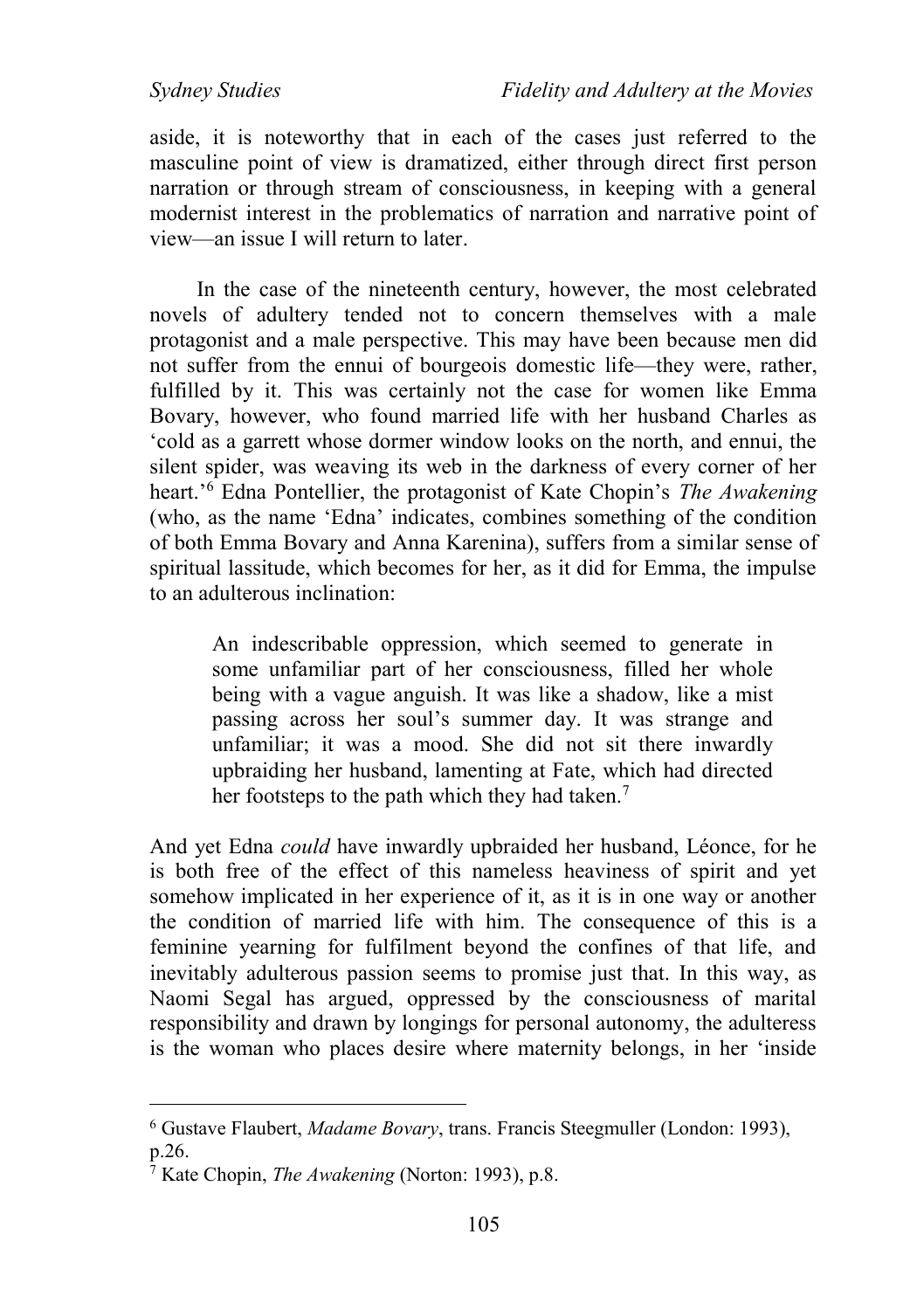aside, it is noteworthy that in each of the cases just referred to the masculine point of view is dramatized, either through direct first person narration or through stream of consciousness, in keeping with a general modernist interest in the problematics of narration and narrative point of view—an issue I will return to later.

In the case of the nineteenth century, however, the most celebrated novels of adultery tended not to concern themselves with a male protagonist and a male perspective. This may have been because men did not suffer from the ennui of bourgeois domestic life—they were, rather, fulfilled by it. This was certainly not the case for women like Emma Bovary, however, who found married life with her husband Charles as 'cold as a garrett whose dormer window looks on the north, and ennui, the silent spider, was weaving its web in the darkness of every corner of her heart.'[6] Edna Pontellier, the protagonist of Kate Chopin's *The Awakening* (who, as the name 'Edna' indicates, combines something of the condition of both Emma Bovary and Anna Karenina), suffers from a similar sense of spiritual lassitude, which becomes for her, as it did for Emma, the impulse to an adulterous inclination:

> An indescribable oppression, which seemed to generate in some unfamiliar part of her consciousness, filled her whole being with a vague anguish. It was like a shadow, like a mist passing across her soul's summer day. It was strange and unfamiliar; it was a mood. She did not sit there inwardly upbraiding her husband, lamenting at Fate, which had directed her footsteps to the path which they had taken.[7]

And yet Edna *could* have inwardly upbraided her husband, Léonce, for he is both free of the effect of this nameless heaviness of spirit and yet somehow implicated in her experience of it, as it is in one way or another the condition of married life with him. The consequence of this is a feminine yearning for fulfilment beyond the confines of that life, and inevitably adulterous passion seems to promise just that. In this way, as Naomi Segal has argued, oppressed by the consciousness of marital responsibility and drawn by longings for personal autonomy, the adulteress is the woman who places desire where maternity belongs, in her 'inside

---

[6] Gustave Flaubert, *Madame Bovary*, trans. Francis Steegmuller (London: 1993), p.26.

[7] Kate Chopin, *The Awakening* (Norton: 1993), p.8.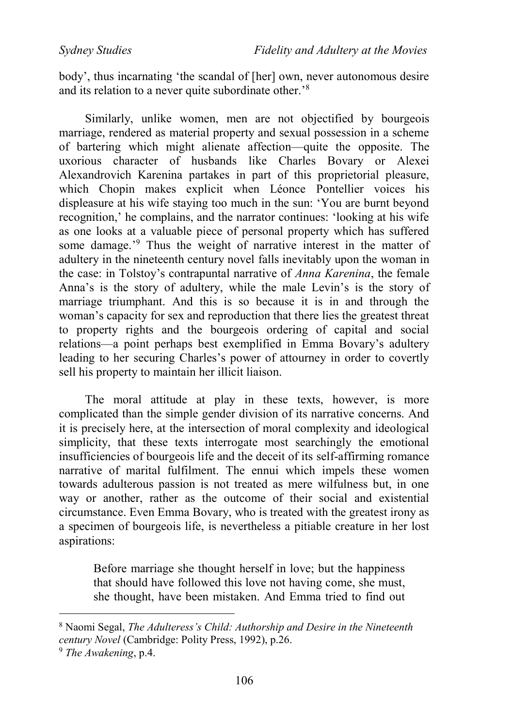body', thus incarnating 'the scandal of [her] own, never autonomous desire and its relation to a never quite subordinate other.'[8]

Similarly, unlike women, men are not objectified by bourgeois marriage, rendered as material property and sexual possession in a scheme of bartering which might alienate affection—quite the opposite. The uxorious character of husbands like Charles Bovary or Alexei Alexandrovich Karenina partakes in part of this proprietorial pleasure, which Chopin makes explicit when Léonce Pontellier voices his displeasure at his wife staying too much in the sun: 'You are burnt beyond recognition,' he complains, and the narrator continues: 'looking at his wife as one looks at a valuable piece of personal property which has suffered some damage.'[9] Thus the weight of narrative interest in the matter of adultery in the nineteenth century novel falls inevitably upon the woman in the case: in Tolstoy's contrapuntal narrative of *Anna Karenina*, the female Anna's is the story of adultery, while the male Levin's is the story of marriage triumphant. And this is so because it is in and through the woman's capacity for sex and reproduction that there lies the greatest threat to property rights and the bourgeois ordering of capital and social relations—a point perhaps best exemplified in Emma Bovary's adultery leading to her securing Charles's power of attourney in order to covertly sell his property to maintain her illicit liaison.

The moral attitude at play in these texts, however, is more complicated than the simple gender division of its narrative concerns. And it is precisely here, at the intersection of moral complexity and ideological simplicity, that these texts interrogate most searchingly the emotional insufficiencies of bourgeois life and the deceit of its self-affirming romance narrative of marital fulfilment. The ennui which impels these women towards adulterous passion is not treated as mere wilfulness but, in one way or another, rather as the outcome of their social and existential circumstance. Even Emma Bovary, who is treated with the greatest irony as a specimen of bourgeois life, is nevertheless a pitiable creature in her lost aspirations:

> Before marriage she thought herself in love; but the happiness that should have followed this love not having come, she must, she thought, have been mistaken. And Emma tried to find out

---

[8] Naomi Segal, *The Adulteress's Child: Authorship and Desire in the Nineteenth century Novel* (Cambridge: Polity Press, 1992), p.26.

[9] *The Awakening*, p.4.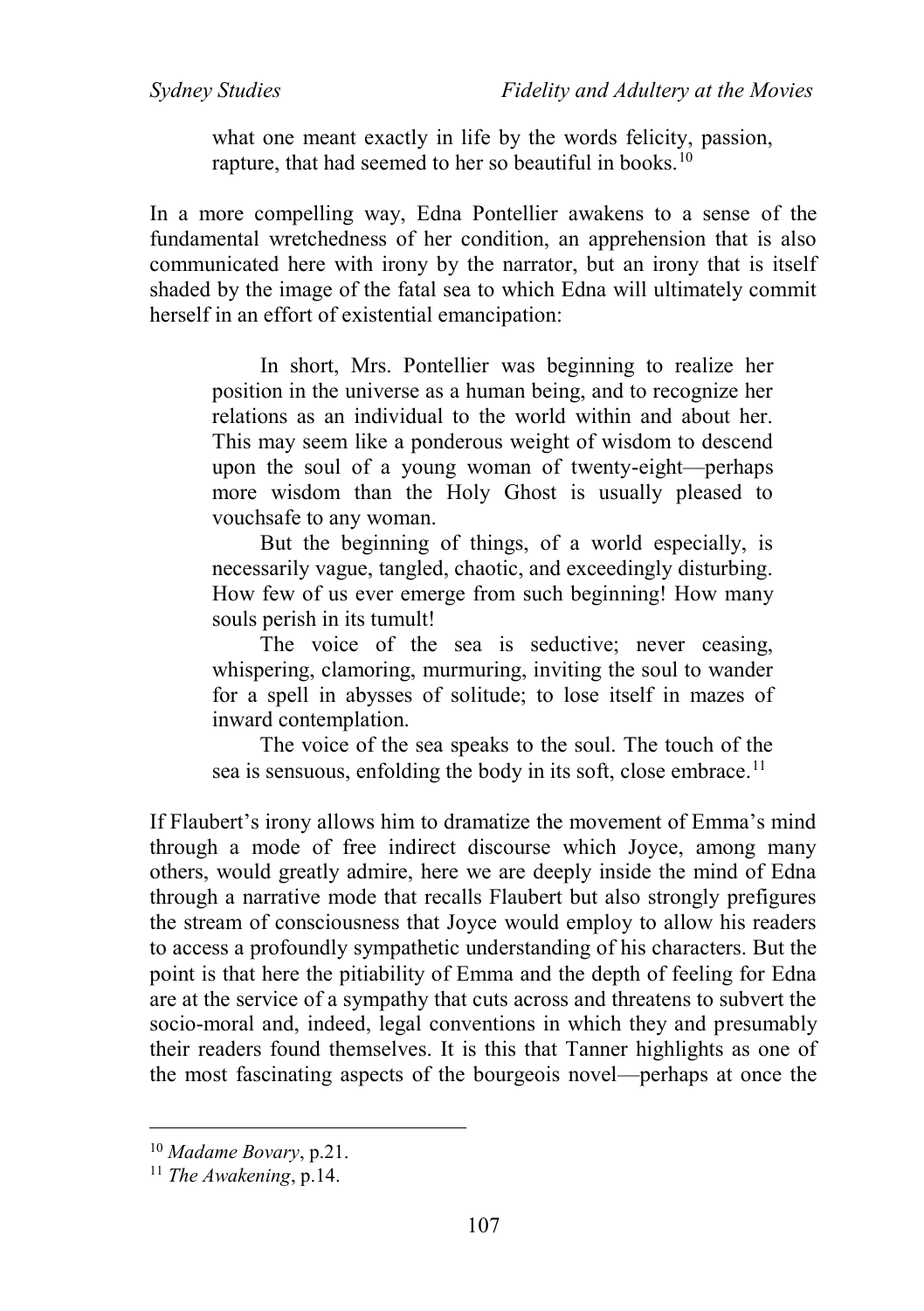> what one meant exactly in life by the words felicity, passion, rapture, that had seemed to her so beautiful in books.[10]

In a more compelling way, Edna Pontellier awakens to a sense of the fundamental wretchedness of her condition, an apprehension that is also communicated here with irony by the narrator, but an irony that is itself shaded by the image of the fatal sea to which Edna will ultimately commit herself in an effort of existential emancipation:

> In short, Mrs. Pontellier was beginning to realize her position in the universe as a human being, and to recognize her relations as an individual to the world within and about her. This may seem like a ponderous weight of wisdom to descend upon the soul of a young woman of twenty-eight—perhaps more wisdom than the Holy Ghost is usually pleased to vouchsafe to any woman.
>
> But the beginning of things, of a world especially, is necessarily vague, tangled, chaotic, and exceedingly disturbing. How few of us ever emerge from such beginning! How many souls perish in its tumult!
>
> The voice of the sea is seductive; never ceasing, whispering, clamoring, murmuring, inviting the soul to wander for a spell in abysses of solitude; to lose itself in mazes of inward contemplation.
>
> The voice of the sea speaks to the soul. The touch of the sea is sensuous, enfolding the body in its soft, close embrace.[11]

If Flaubert's irony allows him to dramatize the movement of Emma's mind through a mode of free indirect discourse which Joyce, among many others, would greatly admire, here we are deeply inside the mind of Edna through a narrative mode that recalls Flaubert but also strongly prefigures the stream of consciousness that Joyce would employ to allow his readers to access a profoundly sympathetic understanding of his characters. But the point is that here the pitiability of Emma and the depth of feeling for Edna are at the service of a sympathy that cuts across and threatens to subvert the socio-moral and, indeed, legal conventions in which they and presumably their readers found themselves. It is this that Tanner highlights as one of the most fascinating aspects of the bourgeois novel—perhaps at once the

---

[10] *Madame Bovary*, p.21.

[11] *The Awakening*, p.14.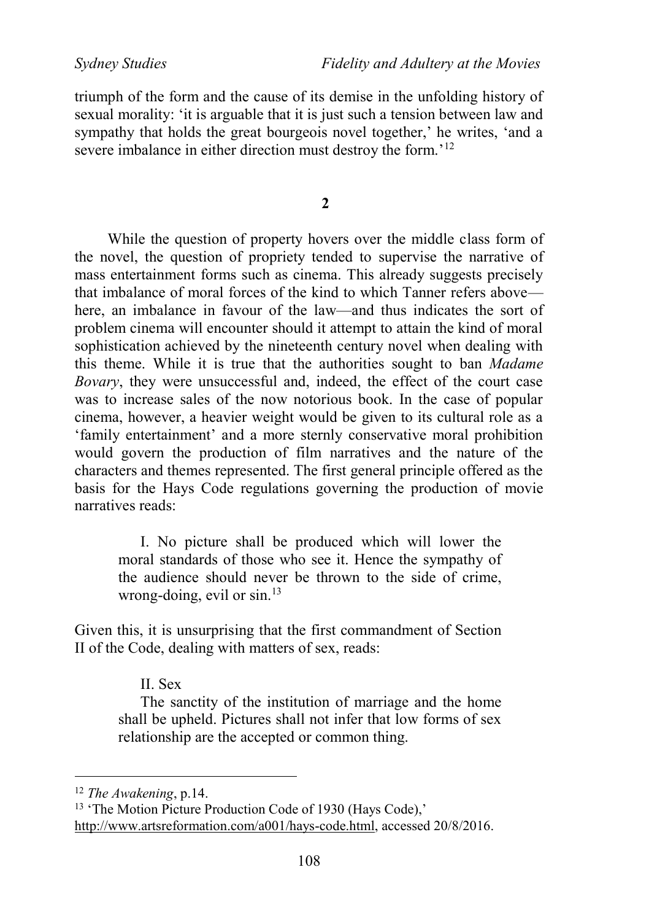triumph of the form and the cause of its demise in the unfolding history of sexual morality: 'it is arguable that it is just such a tension between law and sympathy that holds the great bourgeois novel together,' he writes, 'and a severe imbalance in either direction must destroy the form.'[12]

## 2

While the question of property hovers over the middle class form of the novel, the question of propriety tended to supervise the narrative of mass entertainment forms such as cinema. This already suggests precisely that imbalance of moral forces of the kind to which Tanner refers above—here, an imbalance in favour of the law—and thus indicates the sort of problem cinema will encounter should it attempt to attain the kind of moral sophistication achieved by the nineteenth century novel when dealing with this theme. While it is true that the authorities sought to ban *Madame Bovary*, they were unsuccessful and, indeed, the effect of the court case was to increase sales of the now notorious book. In the case of popular cinema, however, a heavier weight would be given to its cultural role as a 'family entertainment' and a more sternly conservative moral prohibition would govern the production of film narratives and the nature of the characters and themes represented. The first general principle offered as the basis for the Hays Code regulations governing the production of movie narratives reads:

> I. No picture shall be produced which will lower the moral standards of those who see it. Hence the sympathy of the audience should never be thrown to the side of crime, wrong-doing, evil or sin.[13]

Given this, it is unsurprising that the first commandment of Section II of the Code, dealing with matters of sex, reads:

> II. Sex
>
> The sanctity of the institution of marriage and the home shall be upheld. Pictures shall not infer that low forms of sex relationship are the accepted or common thing.

---

[12] *The Awakening*, p.14.

[13] 'The Motion Picture Production Code of 1930 (Hays Code),' http://www.artsreformation.com/a001/hays-code.html, accessed 20/8/2016.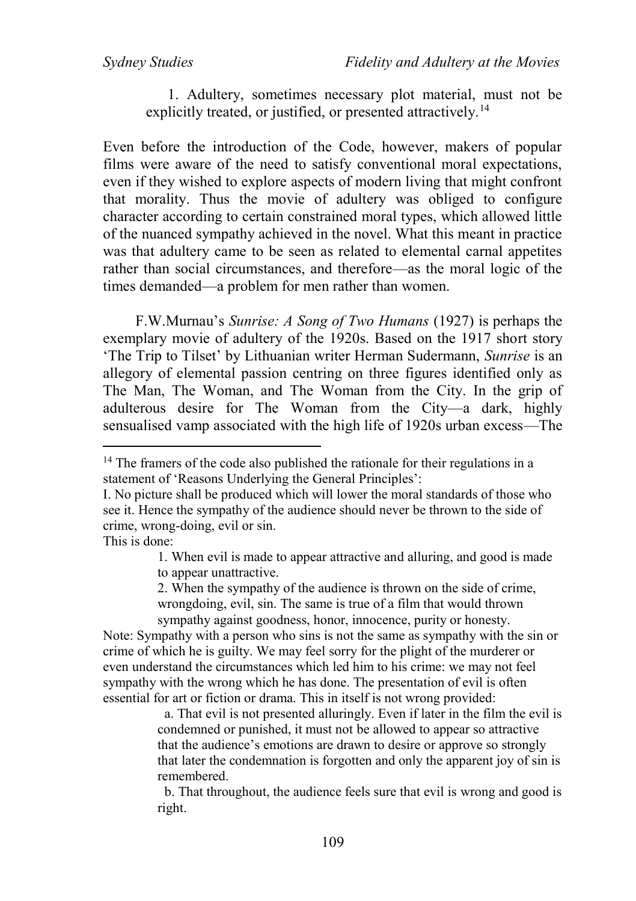1. Adultery, sometimes necessary plot material, must not be explicitly treated, or justified, or presented attractively.[14]

Even before the introduction of the Code, however, makers of popular films were aware of the need to satisfy conventional moral expectations, even if they wished to explore aspects of modern living that might confront that morality. Thus the movie of adultery was obliged to configure character according to certain constrained moral types, which allowed little of the nuanced sympathy achieved in the novel. What this meant in practice was that adultery came to be seen as related to elemental carnal appetites rather than social circumstances, and therefore—as the moral logic of the times demanded—a problem for men rather than women.

F.W.Murnau's *Sunrise: A Song of Two Humans* (1927) is perhaps the exemplary movie of adultery of the 1920s. Based on the 1917 short story 'The Trip to Tilset' by Lithuanian writer Herman Sudermann, *Sunrise* is an allegory of elemental passion centring on three figures identified only as The Man, The Woman, and The Woman from the City. In the grip of adulterous desire for The Woman from the City—a dark, highly sensualised vamp associated with the high life of 1920s urban excess—The

---

[14] The framers of the code also published the rationale for their regulations in a statement of 'Reasons Underlying the General Principles':

I. No picture shall be produced which will lower the moral standards of those who see it. Hence the sympathy of the audience should never be thrown to the side of crime, wrong-doing, evil or sin.

This is done:

> 1. When evil is made to appear attractive and alluring, and good is made to appear unattractive.
>
> 2. When the sympathy of the audience is thrown on the side of crime, wrongdoing, evil, sin. The same is true of a film that would thrown sympathy against goodness, honor, innocence, purity or honesty.

Note: Sympathy with a person who sins is not the same as sympathy with the sin or crime of which he is guilty. We may feel sorry for the plight of the murderer or even understand the circumstances which led him to his crime: we may not feel sympathy with the wrong which he has done. The presentation of evil is often essential for art or fiction or drama. This in itself is not wrong provided:

> a. That evil is not presented alluringly. Even if later in the film the evil is condemned or punished, it must not be allowed to appear so attractive that the audience's emotions are drawn to desire or approve so strongly that later the condemnation is forgotten and only the apparent joy of sin is remembered.
>
> b. That throughout, the audience feels sure that evil is wrong and good is right.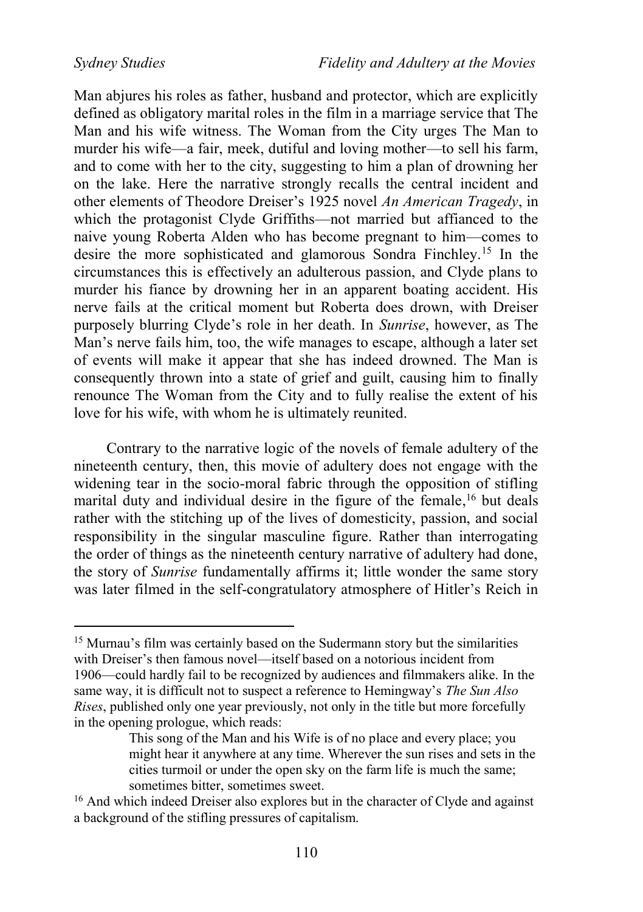Man abjures his roles as father, husband and protector, which are explicitly defined as obligatory marital roles in the film in a marriage service that The Man and his wife witness. The Woman from the City urges The Man to murder his wife—a fair, meek, dutiful and loving mother—to sell his farm, and to come with her to the city, suggesting to him a plan of drowning her on the lake. Here the narrative strongly recalls the central incident and other elements of Theodore Dreiser's 1925 novel *An American Tragedy*, in which the protagonist Clyde Griffiths—not married but affianced to the naive young Roberta Alden who has become pregnant to him—comes to desire the more sophisticated and glamorous Sondra Finchley.[15] In the circumstances this is effectively an adulterous passion, and Clyde plans to murder his fiance by drowning her in an apparent boating accident. His nerve fails at the critical moment but Roberta does drown, with Dreiser purposely blurring Clyde's role in her death. In *Sunrise*, however, as The Man's nerve fails him, too, the wife manages to escape, although a later set of events will make it appear that she has indeed drowned. The Man is consequently thrown into a state of grief and guilt, causing him to finally renounce The Woman from the City and to fully realise the extent of his love for his wife, with whom he is ultimately reunited.

Contrary to the narrative logic of the novels of female adultery of the nineteenth century, then, this movie of adultery does not engage with the widening tear in the socio-moral fabric through the opposition of stifling marital duty and individual desire in the figure of the female,[16] but deals rather with the stitching up of the lives of domesticity, passion, and social responsibility in the singular masculine figure. Rather than interrogating the order of things as the nineteenth century narrative of adultery had done, the story of *Sunrise* fundamentally affirms it; little wonder the same story was later filmed in the self-congratulatory atmosphere of Hitler's Reich in

---

[15] Murnau's film was certainly based on the Sudermann story but the similarities with Dreiser's then famous novel—itself based on a notorious incident from 1906—could hardly fail to be recognized by audiences and filmmakers alike. In the same way, it is difficult not to suspect a reference to Hemingway's *The Sun Also Rises*, published only one year previously, not only in the title but more forcefully in the opening prologue, which reads:

> This song of the Man and his Wife is of no place and every place; you might hear it anywhere at any time. Wherever the sun rises and sets in the cities turmoil or under the open sky on the farm life is much the same; sometimes bitter, sometimes sweet.

[16] And which indeed Dreiser also explores but in the character of Clyde and against a background of the stifling pressures of capitalism.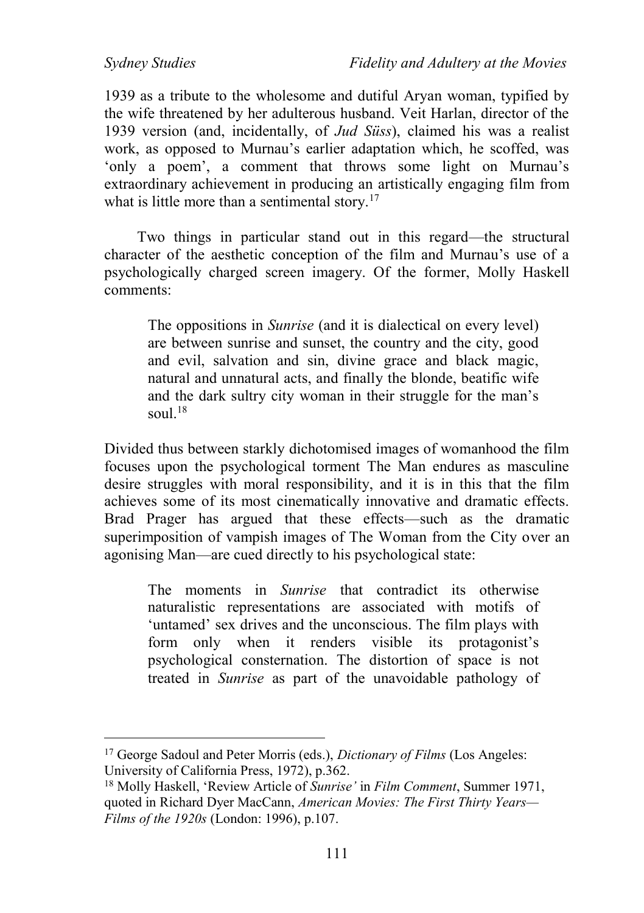1939 as a tribute to the wholesome and dutiful Aryan woman, typified by the wife threatened by her adulterous husband. Veit Harlan, director of the 1939 version (and, incidentally, of *Jud Süss*), claimed his was a realist work, as opposed to Murnau's earlier adaptation which, he scoffed, was 'only a poem', a comment that throws some light on Murnau's extraordinary achievement in producing an artistically engaging film from what is little more than a sentimental story.[17]

Two things in particular stand out in this regard—the structural character of the aesthetic conception of the film and Murnau's use of a psychologically charged screen imagery. Of the former, Molly Haskell comments:

> The oppositions in *Sunrise* (and it is dialectical on every level) are between sunrise and sunset, the country and the city, good and evil, salvation and sin, divine grace and black magic, natural and unnatural acts, and finally the blonde, beatific wife and the dark sultry city woman in their struggle for the man's soul.[18]

Divided thus between starkly dichotomised images of womanhood the film focuses upon the psychological torment The Man endures as masculine desire struggles with moral responsibility, and it is in this that the film achieves some of its most cinematically innovative and dramatic effects. Brad Prager has argued that these effects—such as the dramatic superimposition of vampish images of The Woman from the City over an agonising Man—are cued directly to his psychological state:

> The moments in *Sunrise* that contradict its otherwise naturalistic representations are associated with motifs of 'untamed' sex drives and the unconscious. The film plays with form only when it renders visible its protagonist's psychological consternation. The distortion of space is not treated in *Sunrise* as part of the unavoidable pathology of

---

[17] George Sadoul and Peter Morris (eds.), *Dictionary of Films* (Los Angeles: University of California Press, 1972), p.362.

[18] Molly Haskell, 'Review Article of *Sunrise'* in *Film Comment*, Summer 1971, quoted in Richard Dyer MacCann, *American Movies: The First Thirty Years—Films of the 1920s* (London: 1996), p.107.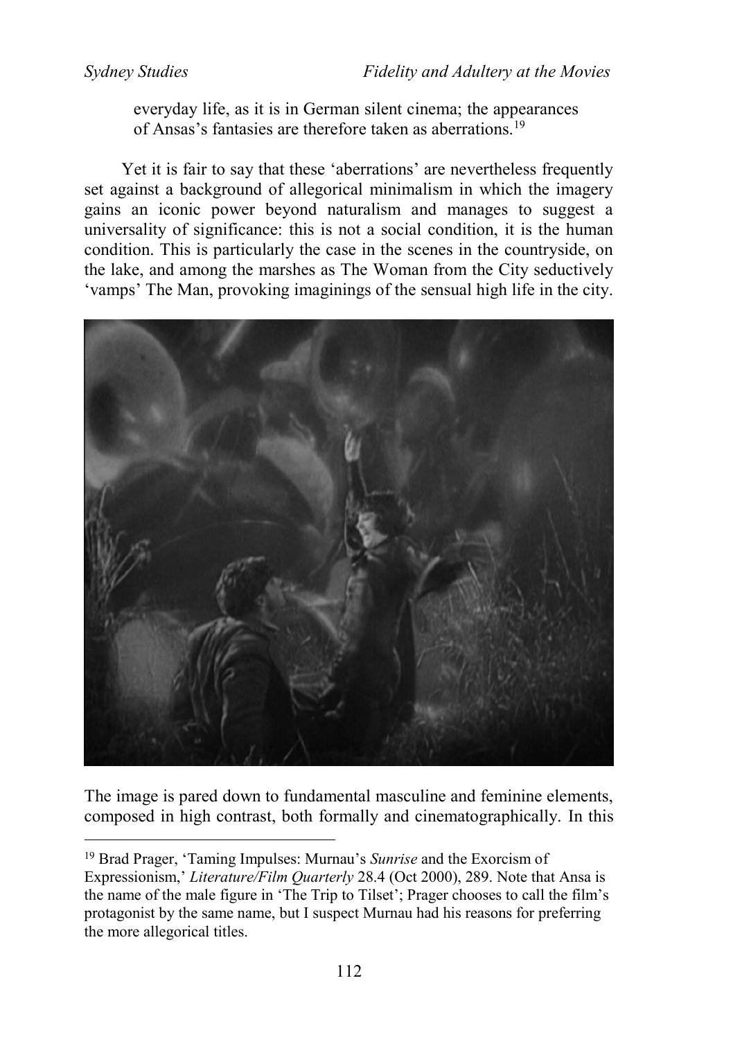everyday life, as it is in German silent cinema; the appearances of Ansas's fantasies are therefore taken as aberrations.[19]

Yet it is fair to say that these 'aberrations' are nevertheless frequently set against a background of allegorical minimalism in which the imagery gains an iconic power beyond naturalism and manages to suggest a universality of significance: this is not a social condition, it is the human condition. This is particularly the case in the scenes in the countryside, on the lake, and among the marshes as The Woman from the City seductively 'vamps' The Man, provoking imaginings of the sensual high life in the city.

The image is pared down to fundamental masculine and feminine elements, composed in high contrast, both formally and cinematographically. In this

---

[19] Brad Prager, 'Taming Impulses: Murnau's *Sunrise* and the Exorcism of Expressionism,' *Literature/Film Quarterly* 28.4 (Oct 2000), 289. Note that Ansa is the name of the male figure in 'The Trip to Tilset'; Prager chooses to call the film's protagonist by the same name, but I suspect Murnau had his reasons for preferring the more allegorical titles.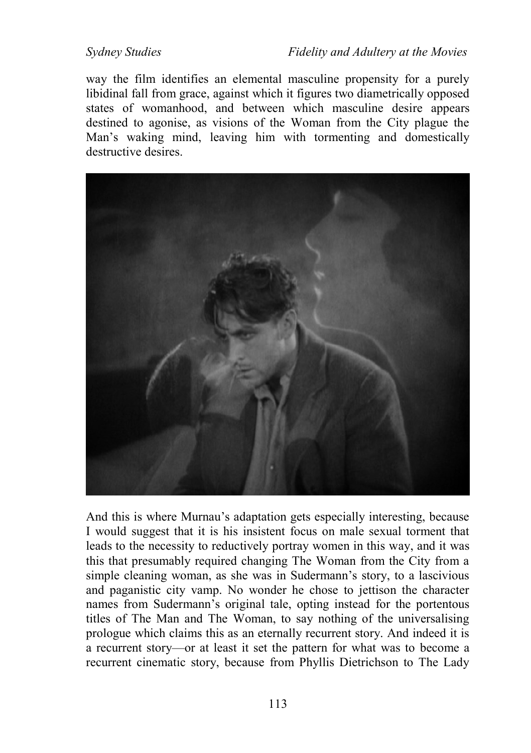way the film identifies an elemental masculine propensity for a purely libidinal fall from grace, against which it figures two diametrically opposed states of womanhood, and between which masculine desire appears destined to agonise, as visions of the Woman from the City plague the Man's waking mind, leaving him with tormenting and domestically destructive desires.

And this is where Murnau's adaptation gets especially interesting, because I would suggest that it is his insistent focus on male sexual torment that leads to the necessity to reductively portray women in this way, and it was this that presumably required changing The Woman from the City from a simple cleaning woman, as she was in Sudermann's story, to a lascivious and paganistic city vamp. No wonder he chose to jettison the character names from Sudermann's original tale, opting instead for the portentous titles of The Man and The Woman, to say nothing of the universalising prologue which claims this as an eternally recurrent story. And indeed it is a recurrent story—or at least it set the pattern for what was to become a recurrent cinematic story, because from Phyllis Dietrichson to The Lady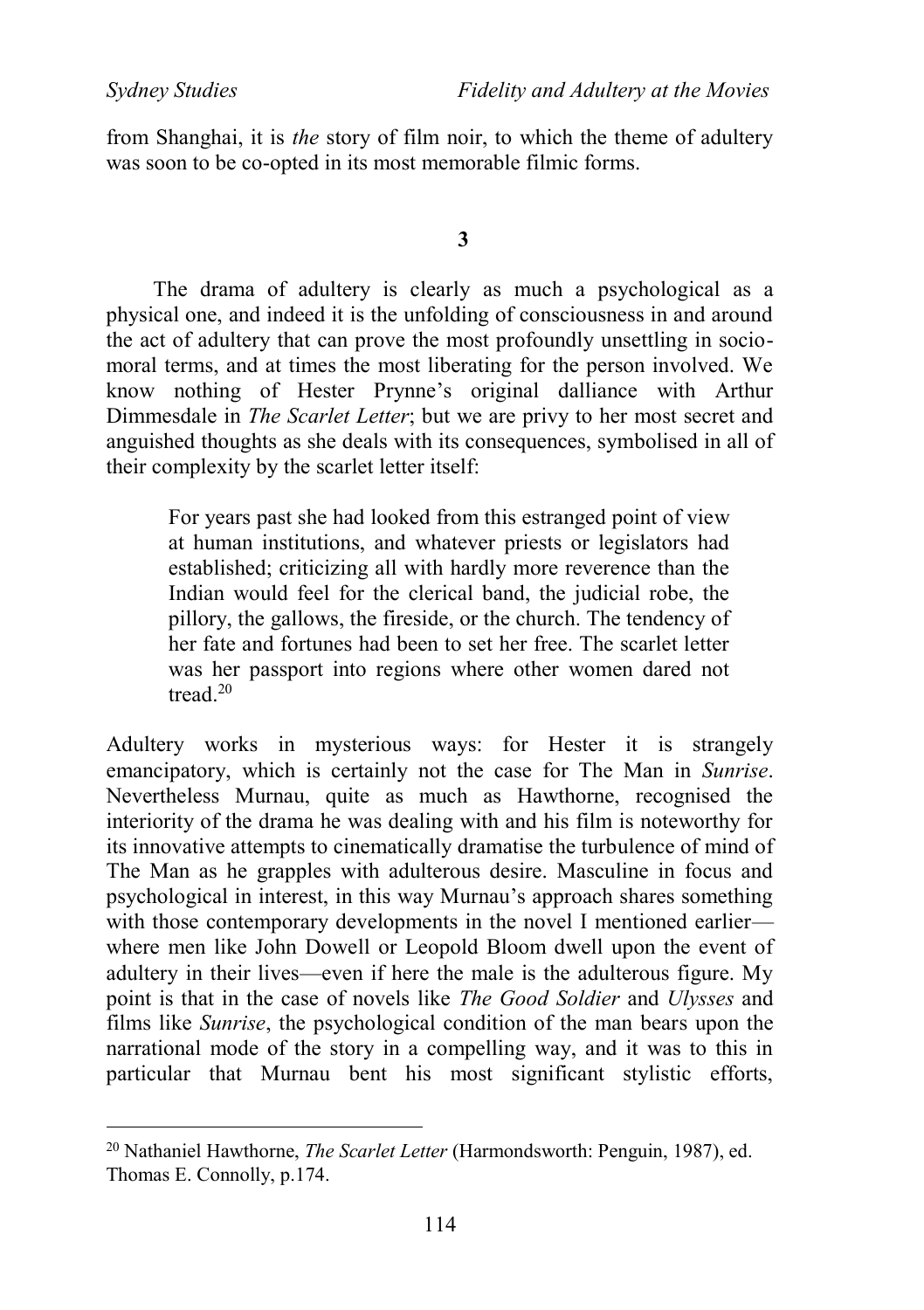from Shanghai, it is *the* story of film noir, to which the theme of adultery was soon to be co-opted in its most memorable filmic forms.

**3**

The drama of adultery is clearly as much a psychological as a physical one, and indeed it is the unfolding of consciousness in and around the act of adultery that can prove the most profoundly unsettling in socio-moral terms, and at times the most liberating for the person involved. We know nothing of Hester Prynne's original dalliance with Arthur Dimmesdale in *The Scarlet Letter*; but we are privy to her most secret and anguished thoughts as she deals with its consequences, symbolised in all of their complexity by the scarlet letter itself:

> For years past she had looked from this estranged point of view at human institutions, and whatever priests or legislators had established; criticizing all with hardly more reverence than the Indian would feel for the clerical band, the judicial robe, the pillory, the gallows, the fireside, or the church. The tendency of her fate and fortunes had been to set her free. The scarlet letter was her passport into regions where other women dared not tread.[20]

Adultery works in mysterious ways: for Hester it is strangely emancipatory, which is certainly not the case for The Man in *Sunrise*. Nevertheless Murnau, quite as much as Hawthorne, recognised the interiority of the drama he was dealing with and his film is noteworthy for its innovative attempts to cinematically dramatise the turbulence of mind of The Man as he grapples with adulterous desire. Masculine in focus and psychological in interest, in this way Murnau's approach shares something with those contemporary developments in the novel I mentioned earlier—where men like John Dowell or Leopold Bloom dwell upon the event of adultery in their lives—even if here the male is the adulterous figure. My point is that in the case of novels like *The Good Soldier* and *Ulysses* and films like *Sunrise*, the psychological condition of the man bears upon the narrational mode of the story in a compelling way, and it was to this in particular that Murnau bent his most significant stylistic efforts,

---

[20] Nathaniel Hawthorne, *The Scarlet Letter* (Harmondsworth: Penguin, 1987), ed. Thomas E. Connolly, p.174.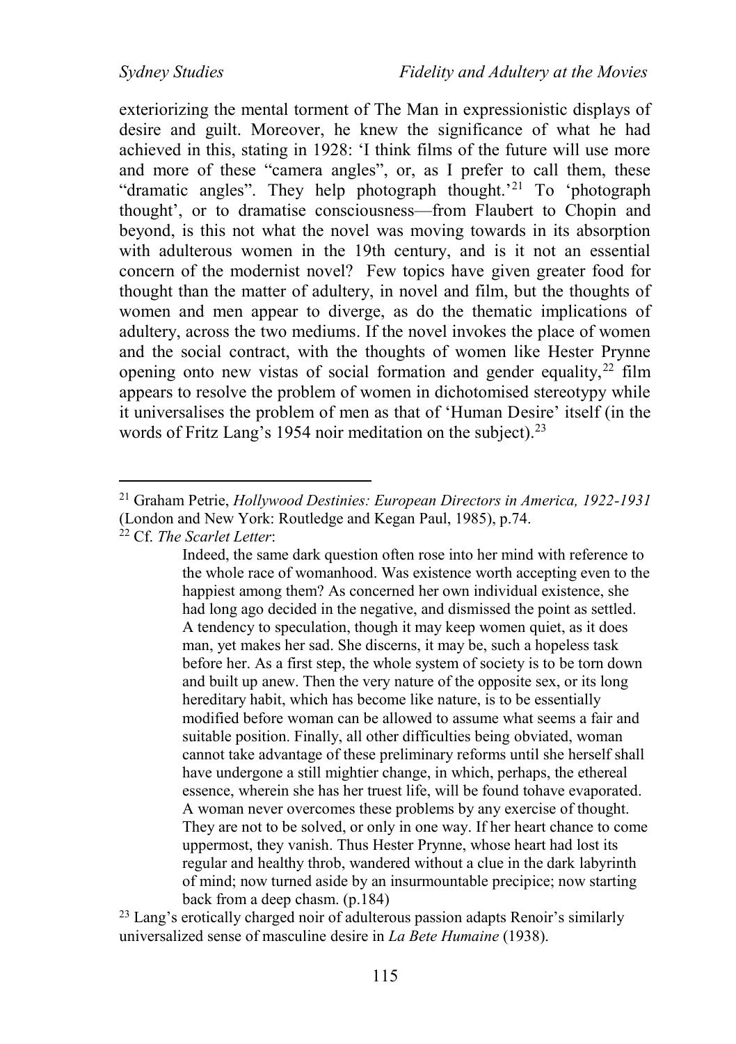exteriorizing the mental torment of The Man in expressionistic displays of desire and guilt. Moreover, he knew the significance of what he had achieved in this, stating in 1928: 'I think films of the future will use more and more of these "camera angles", or, as I prefer to call them, these "dramatic angles". They help photograph thought.'[21] To 'photograph thought', or to dramatise consciousness—from Flaubert to Chopin and beyond, is this not what the novel was moving towards in its absorption with adulterous women in the 19th century, and is it not an essential concern of the modernist novel? Few topics have given greater food for thought than the matter of adultery, in novel and film, but the thoughts of women and men appear to diverge, as do the thematic implications of adultery, across the two mediums. If the novel invokes the place of women and the social contract, with the thoughts of women like Hester Prynne opening onto new vistas of social formation and gender equality,[22] film appears to resolve the problem of women in dichotomised stereotypy while it universalises the problem of men as that of 'Human Desire' itself (in the words of Fritz Lang's 1954 noir meditation on the subject).[23]

---

[21] Graham Petrie, *Hollywood Destinies: European Directors in America, 1922-1931* (London and New York: Routledge and Kegan Paul, 1985), p.74.

[22] Cf. *The Scarlet Letter*:

> Indeed, the same dark question often rose into her mind with reference to the whole race of womanhood. Was existence worth accepting even to the happiest among them? As concerned her own individual existence, she had long ago decided in the negative, and dismissed the point as settled. A tendency to speculation, though it may keep women quiet, as it does man, yet makes her sad. She discerns, it may be, such a hopeless task before her. As a first step, the whole system of society is to be torn down and built up anew. Then the very nature of the opposite sex, or its long hereditary habit, which has become like nature, is to be essentially modified before woman can be allowed to assume what seems a fair and suitable position. Finally, all other difficulties being obviated, woman cannot take advantage of these preliminary reforms until she herself shall have undergone a still mightier change, in which, perhaps, the ethereal essence, wherein she has her truest life, will be found tohave evaporated. A woman never overcomes these problems by any exercise of thought. They are not to be solved, or only in one way. If her heart chance to come uppermost, they vanish. Thus Hester Prynne, whose heart had lost its regular and healthy throb, wandered without a clue in the dark labyrinth of mind; now turned aside by an insurmountable precipice; now starting back from a deep chasm. (p.184)

[23] Lang's erotically charged noir of adulterous passion adapts Renoir's similarly universalized sense of masculine desire in *La Bete Humaine* (1938).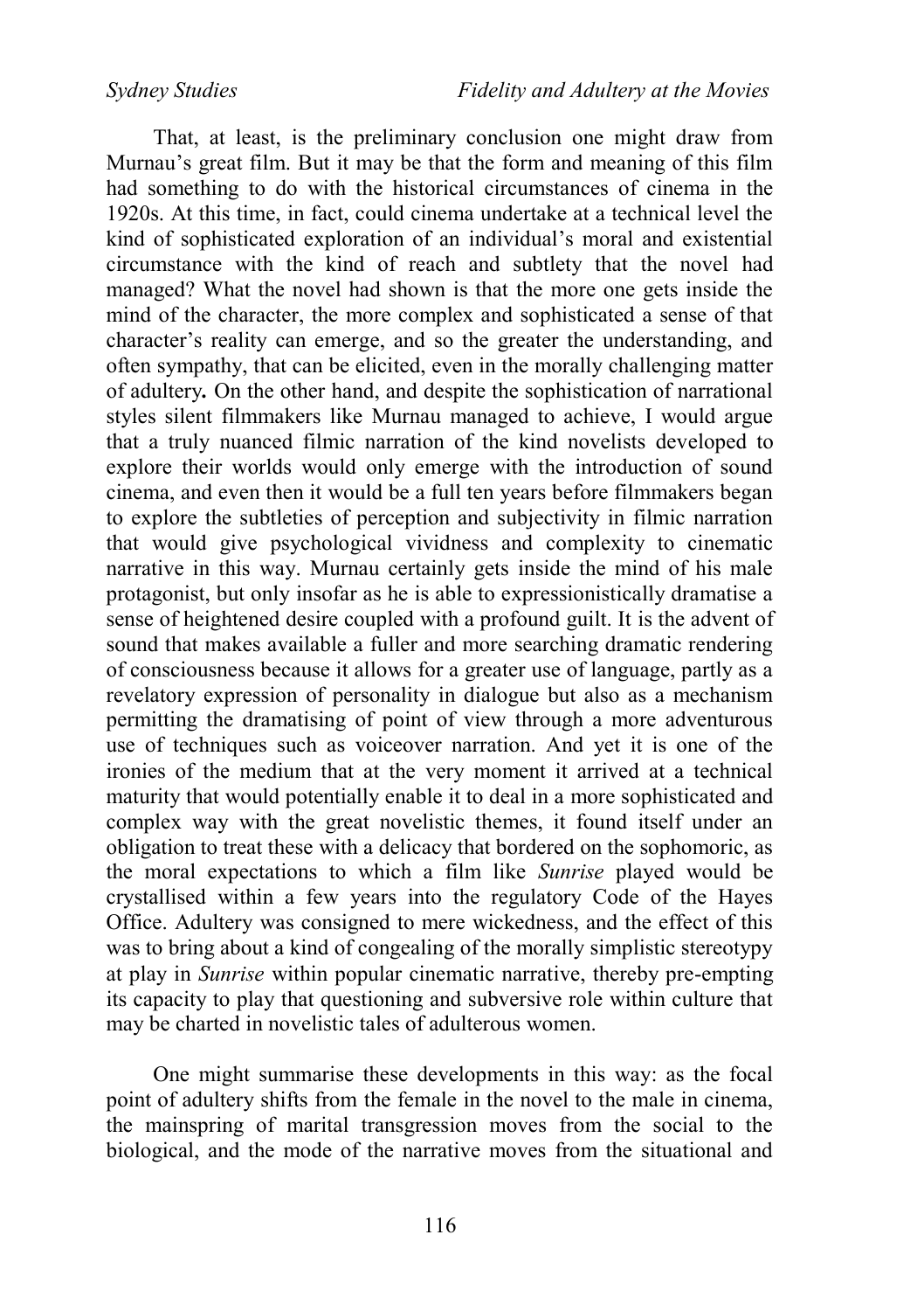That, at least, is the preliminary conclusion one might draw from Murnau's great film. But it may be that the form and meaning of this film had something to do with the historical circumstances of cinema in the 1920s. At this time, in fact, could cinema undertake at a technical level the kind of sophisticated exploration of an individual's moral and existential circumstance with the kind of reach and subtlety that the novel had managed? What the novel had shown is that the more one gets inside the mind of the character, the more complex and sophisticated a sense of that character's reality can emerge, and so the greater the understanding, and often sympathy, that can be elicited, even in the morally challenging matter of adultery**.** On the other hand, and despite the sophistication of narrational styles silent filmmakers like Murnau managed to achieve, I would argue that a truly nuanced filmic narration of the kind novelists developed to explore their worlds would only emerge with the introduction of sound cinema, and even then it would be a full ten years before filmmakers began to explore the subtleties of perception and subjectivity in filmic narration that would give psychological vividness and complexity to cinematic narrative in this way. Murnau certainly gets inside the mind of his male protagonist, but only insofar as he is able to expressionistically dramatise a sense of heightened desire coupled with a profound guilt. It is the advent of sound that makes available a fuller and more searching dramatic rendering of consciousness because it allows for a greater use of language, partly as a revelatory expression of personality in dialogue but also as a mechanism permitting the dramatising of point of view through a more adventurous use of techniques such as voiceover narration. And yet it is one of the ironies of the medium that at the very moment it arrived at a technical maturity that would potentially enable it to deal in a more sophisticated and complex way with the great novelistic themes, it found itself under an obligation to treat these with a delicacy that bordered on the sophomoric, as the moral expectations to which a film like *Sunrise* played would be crystallised within a few years into the regulatory Code of the Hayes Office. Adultery was consigned to mere wickedness, and the effect of this was to bring about a kind of congealing of the morally simplistic stereotypy at play in *Sunrise* within popular cinematic narrative, thereby pre-empting its capacity to play that questioning and subversive role within culture that may be charted in novelistic tales of adulterous women.

One might summarise these developments in this way: as the focal point of adultery shifts from the female in the novel to the male in cinema, the mainspring of marital transgression moves from the social to the biological, and the mode of the narrative moves from the situational and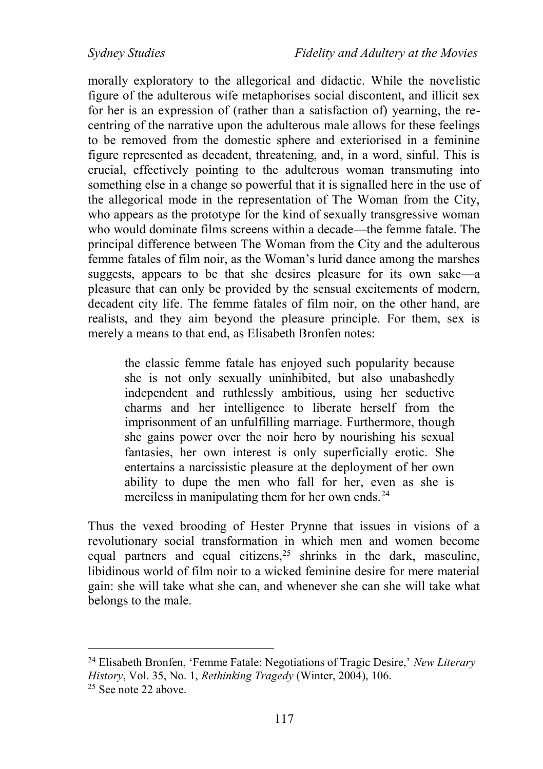morally exploratory to the allegorical and didactic. While the novelistic figure of the adulterous wife metaphorises social discontent, and illicit sex for her is an expression of (rather than a satisfaction of) yearning, the re-centring of the narrative upon the adulterous male allows for these feelings to be removed from the domestic sphere and exteriorised in a feminine figure represented as decadent, threatening, and, in a word, sinful. This is crucial, effectively pointing to the adulterous woman transmuting into something else in a change so powerful that it is signalled here in the use of the allegorical mode in the representation of The Woman from the City, who appears as the prototype for the kind of sexually transgressive woman who would dominate films screens within a decade—the femme fatale. The principal difference between The Woman from the City and the adulterous femme fatales of film noir, as the Woman's lurid dance among the marshes suggests, appears to be that she desires pleasure for its own sake—a pleasure that can only be provided by the sensual excitements of modern, decadent city life. The femme fatales of film noir, on the other hand, are realists, and they aim beyond the pleasure principle. For them, sex is merely a means to that end, as Elisabeth Bronfen notes:

> the classic femme fatale has enjoyed such popularity because she is not only sexually uninhibited, but also unabashedly independent and ruthlessly ambitious, using her seductive charms and her intelligence to liberate herself from the imprisonment of an unfulfilling marriage. Furthermore, though she gains power over the noir hero by nourishing his sexual fantasies, her own interest is only superficially erotic. She entertains a narcissistic pleasure at the deployment of her own ability to dupe the men who fall for her, even as she is merciless in manipulating them for her own ends.[24]

Thus the vexed brooding of Hester Prynne that issues in visions of a revolutionary social transformation in which men and women become equal partners and equal citizens,[25] shrinks in the dark, masculine, libidinous world of film noir to a wicked feminine desire for mere material gain: she will take what she can, and whenever she can she will take what belongs to the male.

---

[24] Elisabeth Bronfen, 'Femme Fatale: Negotiations of Tragic Desire,' *New Literary History*, Vol. 35, No. 1, *Rethinking Tragedy* (Winter, 2004), 106.

[25] See note 22 above.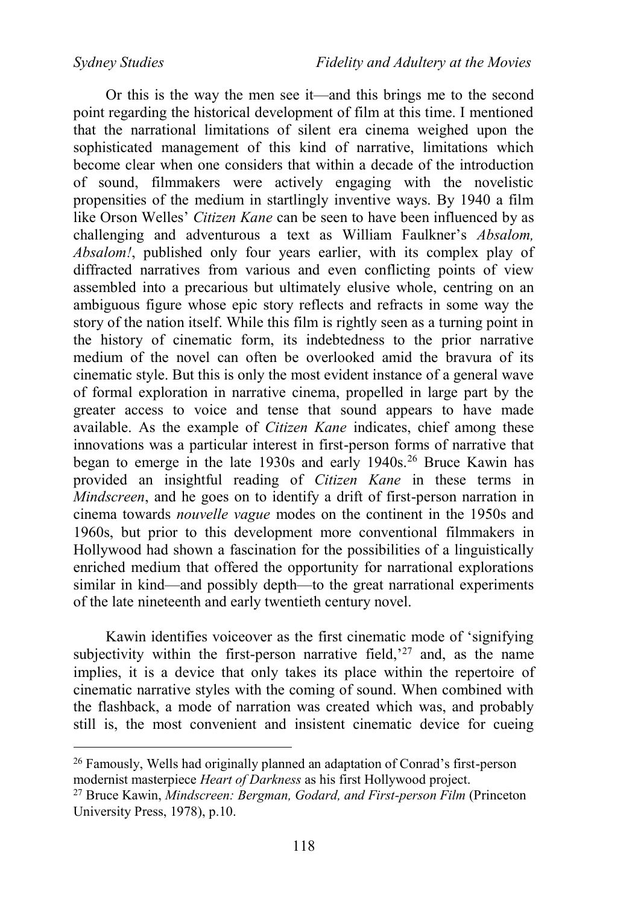Or this is the way the men see it—and this brings me to the second point regarding the historical development of film at this time. I mentioned that the narrational limitations of silent era cinema weighed upon the sophisticated management of this kind of narrative, limitations which become clear when one considers that within a decade of the introduction of sound, filmmakers were actively engaging with the novelistic propensities of the medium in startlingly inventive ways. By 1940 a film like Orson Welles' *Citizen Kane* can be seen to have been influenced by as challenging and adventurous a text as William Faulkner's *Absalom, Absalom!*, published only four years earlier, with its complex play of diffracted narratives from various and even conflicting points of view assembled into a precarious but ultimately elusive whole, centring on an ambiguous figure whose epic story reflects and refracts in some way the story of the nation itself. While this film is rightly seen as a turning point in the history of cinematic form, its indebtedness to the prior narrative medium of the novel can often be overlooked amid the bravura of its cinematic style. But this is only the most evident instance of a general wave of formal exploration in narrative cinema, propelled in large part by the greater access to voice and tense that sound appears to have made available. As the example of *Citizen Kane* indicates, chief among these innovations was a particular interest in first-person forms of narrative that began to emerge in the late 1930s and early 1940s.[26] Bruce Kawin has provided an insightful reading of *Citizen Kane* in these terms in *Mindscreen*, and he goes on to identify a drift of first-person narration in cinema towards *nouvelle vague* modes on the continent in the 1950s and 1960s, but prior to this development more conventional filmmakers in Hollywood had shown a fascination for the possibilities of a linguistically enriched medium that offered the opportunity for narrational explorations similar in kind—and possibly depth—to the great narrational experiments of the late nineteenth and early twentieth century novel.

Kawin identifies voiceover as the first cinematic mode of 'signifying subjectivity within the first-person narrative field,'[27] and, as the name implies, it is a device that only takes its place within the repertoire of cinematic narrative styles with the coming of sound. When combined with the flashback, a mode of narration was created which was, and probably still is, the most convenient and insistent cinematic device for cueing

---

[26] Famously, Wells had originally planned an adaptation of Conrad's first-person modernist masterpiece *Heart of Darkness* as his first Hollywood project.

[27] Bruce Kawin, *Mindscreen: Bergman, Godard, and First-person Film* (Princeton University Press, 1978), p.10.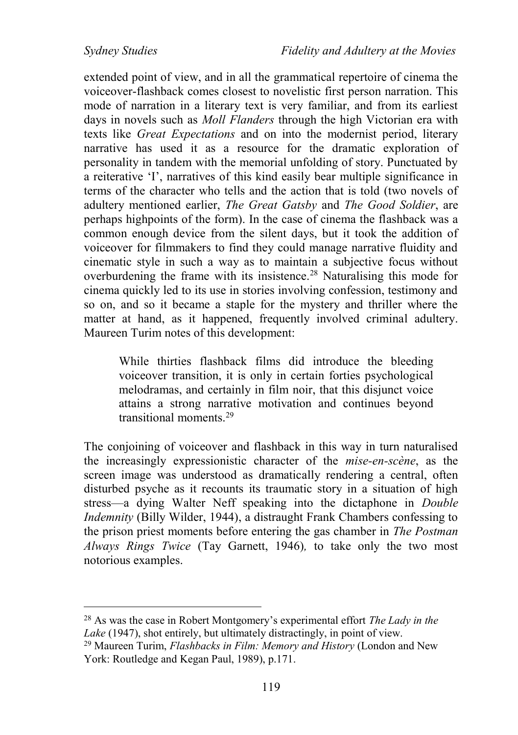extended point of view, and in all the grammatical repertoire of cinema the voiceover-flashback comes closest to novelistic first person narration. This mode of narration in a literary text is very familiar, and from its earliest days in novels such as *Moll Flanders* through the high Victorian era with texts like *Great Expectations* and on into the modernist period, literary narrative has used it as a resource for the dramatic exploration of personality in tandem with the memorial unfolding of story. Punctuated by a reiterative 'I', narratives of this kind easily bear multiple significance in terms of the character who tells and the action that is told (two novels of adultery mentioned earlier, *The Great Gatsby* and *The Good Soldier*, are perhaps highpoints of the form). In the case of cinema the flashback was a common enough device from the silent days, but it took the addition of voiceover for filmmakers to find they could manage narrative fluidity and cinematic style in such a way as to maintain a subjective focus without overburdening the frame with its insistence.[28] Naturalising this mode for cinema quickly led to its use in stories involving confession, testimony and so on, and so it became a staple for the mystery and thriller where the matter at hand, as it happened, frequently involved criminal adultery. Maureen Turim notes of this development:

> While thirties flashback films did introduce the bleeding voiceover transition, it is only in certain forties psychological melodramas, and certainly in film noir, that this disjunct voice attains a strong narrative motivation and continues beyond transitional moments.[29]

The conjoining of voiceover and flashback in this way in turn naturalised the increasingly expressionistic character of the *mise-en-scène*, as the screen image was understood as dramatically rendering a central, often disturbed psyche as it recounts its traumatic story in a situation of high stress—a dying Walter Neff speaking into the dictaphone in *Double Indemnity* (Billy Wilder, 1944), a distraught Frank Chambers confessing to the prison priest moments before entering the gas chamber in *The Postman Always Rings Twice* (Tay Garnett, 1946)*,* to take only the two most notorious examples.

---

[28] As was the case in Robert Montgomery's experimental effort *The Lady in the Lake* (1947), shot entirely, but ultimately distractingly, in point of view.

[29] Maureen Turim, *Flashbacks in Film: Memory and History* (London and New York: Routledge and Kegan Paul, 1989), p.171.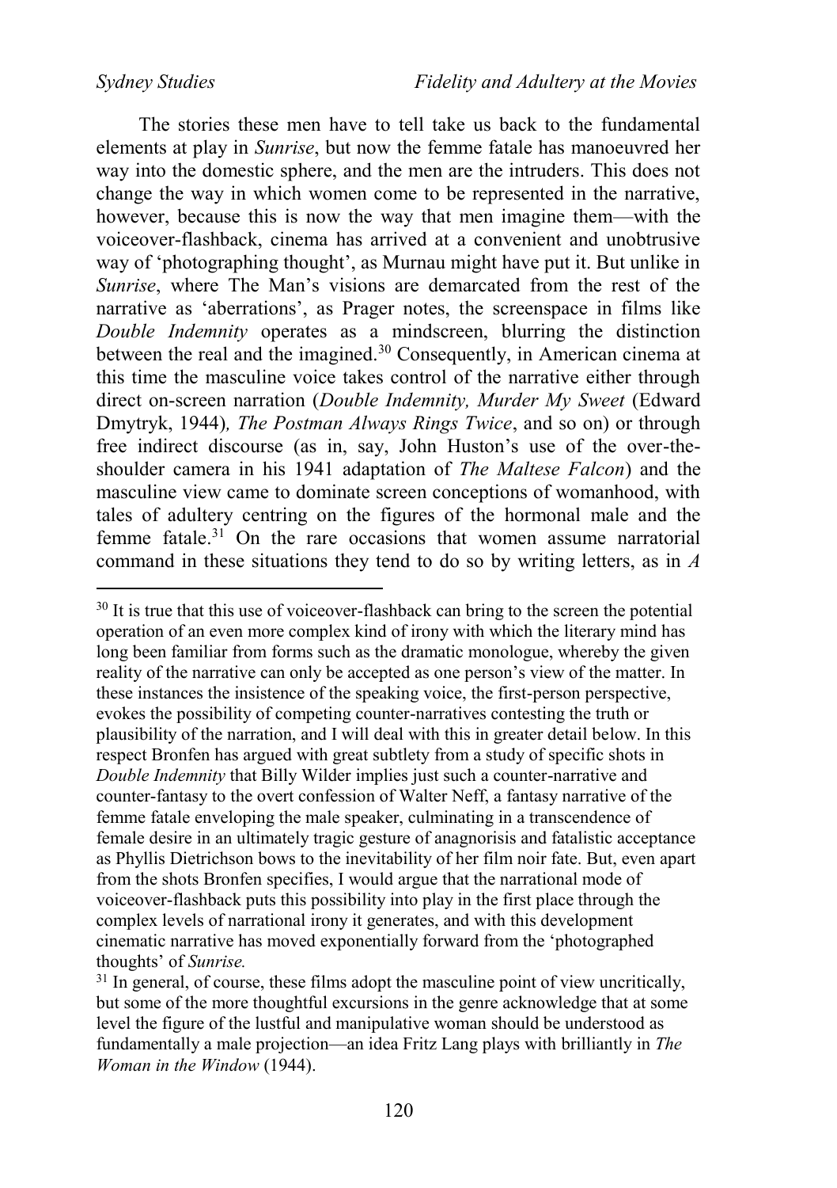The stories these men have to tell take us back to the fundamental elements at play in *Sunrise*, but now the femme fatale has manoeuvred her way into the domestic sphere, and the men are the intruders. This does not change the way in which women come to be represented in the narrative, however, because this is now the way that men imagine them—with the voiceover-flashback, cinema has arrived at a convenient and unobtrusive way of 'photographing thought', as Murnau might have put it. But unlike in *Sunrise*, where The Man's visions are demarcated from the rest of the narrative as 'aberrations', as Prager notes, the screenspace in films like *Double Indemnity* operates as a mindscreen, blurring the distinction between the real and the imagined.[30] Consequently, in American cinema at this time the masculine voice takes control of the narrative either through direct on-screen narration (*Double Indemnity, Murder My Sweet* (Edward Dmytryk, 1944)*, The Postman Always Rings Twice*, and so on) or through free indirect discourse (as in, say, John Huston's use of the over-the-shoulder camera in his 1941 adaptation of *The Maltese Falcon*) and the masculine view came to dominate screen conceptions of womanhood, with tales of adultery centring on the figures of the hormonal male and the femme fatale.[31] On the rare occasions that women assume narratorial command in these situations they tend to do so by writing letters, as in *A*

---

[30] It is true that this use of voiceover-flashback can bring to the screen the potential operation of an even more complex kind of irony with which the literary mind has long been familiar from forms such as the dramatic monologue, whereby the given reality of the narrative can only be accepted as one person's view of the matter. In these instances the insistence of the speaking voice, the first-person perspective, evokes the possibility of competing counter-narratives contesting the truth or plausibility of the narration, and I will deal with this in greater detail below. In this respect Bronfen has argued with great subtlety from a study of specific shots in *Double Indemnity* that Billy Wilder implies just such a counter-narrative and counter-fantasy to the overt confession of Walter Neff, a fantasy narrative of the femme fatale enveloping the male speaker, culminating in a transcendence of female desire in an ultimately tragic gesture of anagnorisis and fatalistic acceptance as Phyllis Dietrichson bows to the inevitability of her film noir fate. But, even apart from the shots Bronfen specifies, I would argue that the narrational mode of voiceover-flashback puts this possibility into play in the first place through the complex levels of narrational irony it generates, and with this development cinematic narrative has moved exponentially forward from the 'photographed thoughts' of *Sunrise.*

[31] In general, of course, these films adopt the masculine point of view uncritically, but some of the more thoughtful excursions in the genre acknowledge that at some level the figure of the lustful and manipulative woman should be understood as fundamentally a male projection—an idea Fritz Lang plays with brilliantly in *The Woman in the Window* (1944).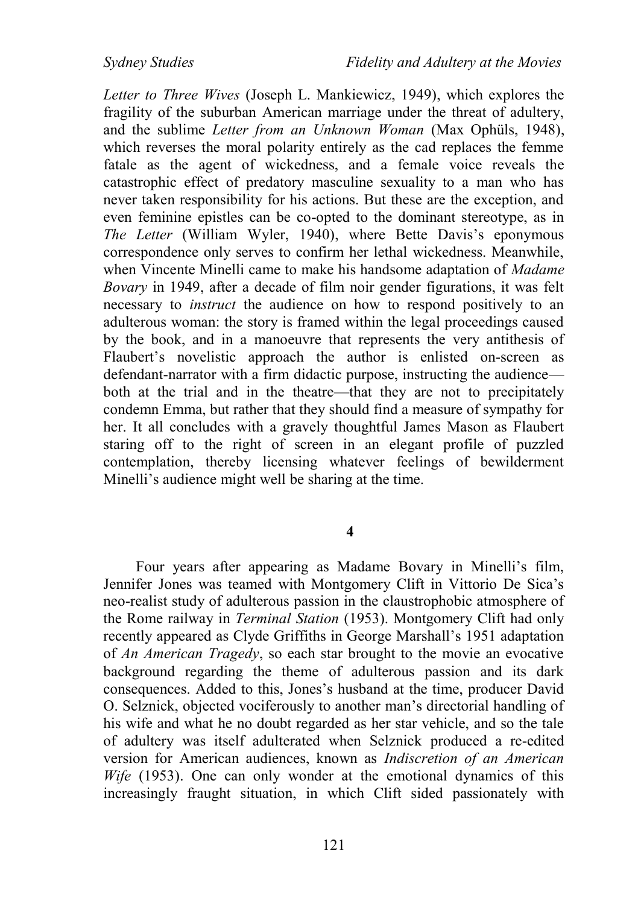*Letter to Three Wives* (Joseph L. Mankiewicz, 1949), which explores the fragility of the suburban American marriage under the threat of adultery, and the sublime *Letter from an Unknown Woman* (Max Ophüls, 1948), which reverses the moral polarity entirely as the cad replaces the femme fatale as the agent of wickedness, and a female voice reveals the catastrophic effect of predatory masculine sexuality to a man who has never taken responsibility for his actions. But these are the exception, and even feminine epistles can be co-opted to the dominant stereotype, as in *The Letter* (William Wyler, 1940), where Bette Davis's eponymous correspondence only serves to confirm her lethal wickedness. Meanwhile, when Vincente Minelli came to make his handsome adaptation of *Madame Bovary* in 1949, after a decade of film noir gender figurations, it was felt necessary to *instruct* the audience on how to respond positively to an adulterous woman: the story is framed within the legal proceedings caused by the book, and in a manoeuvre that represents the very antithesis of Flaubert's novelistic approach the author is enlisted on-screen as defendant-narrator with a firm didactic purpose, instructing the audience—both at the trial and in the theatre—that they are not to precipitately condemn Emma, but rather that they should find a measure of sympathy for her. It all concludes with a gravely thoughtful James Mason as Flaubert staring off to the right of screen in an elegant profile of puzzled contemplation, thereby licensing whatever feelings of bewilderment Minelli's audience might well be sharing at the time.

## 4

Four years after appearing as Madame Bovary in Minelli's film, Jennifer Jones was teamed with Montgomery Clift in Vittorio De Sica's neo-realist study of adulterous passion in the claustrophobic atmosphere of the Rome railway in *Terminal Station* (1953). Montgomery Clift had only recently appeared as Clyde Griffiths in George Marshall's 1951 adaptation of *An American Tragedy*, so each star brought to the movie an evocative background regarding the theme of adulterous passion and its dark consequences. Added to this, Jones's husband at the time, producer David O. Selznick, objected vociferously to another man's directorial handling of his wife and what he no doubt regarded as her star vehicle, and so the tale of adultery was itself adulterated when Selznick produced a re-edited version for American audiences, known as *Indiscretion of an American Wife* (1953). One can only wonder at the emotional dynamics of this increasingly fraught situation, in which Clift sided passionately with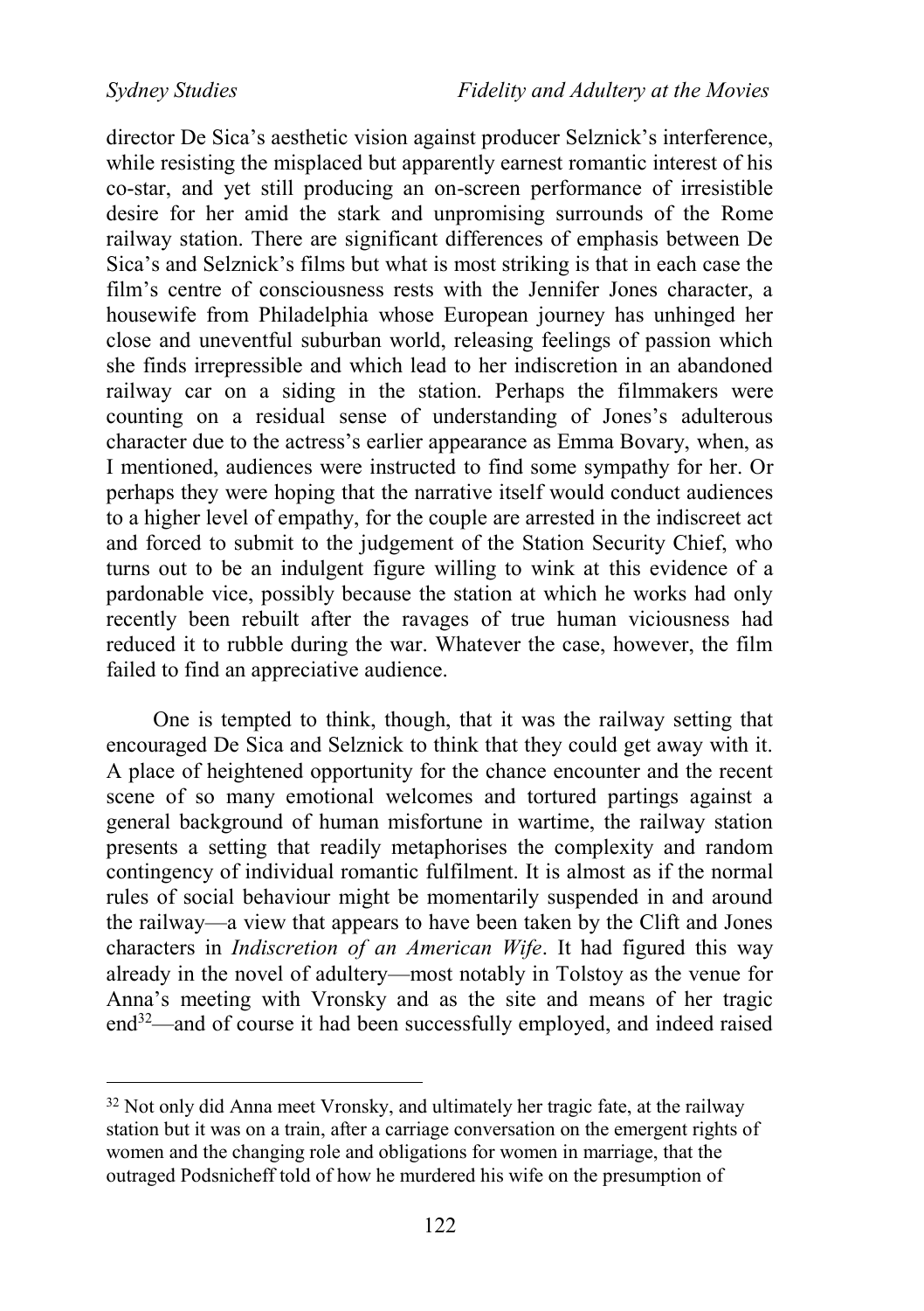director De Sica's aesthetic vision against producer Selznick's interference, while resisting the misplaced but apparently earnest romantic interest of his co-star, and yet still producing an on-screen performance of irresistible desire for her amid the stark and unpromising surrounds of the Rome railway station. There are significant differences of emphasis between De Sica's and Selznick's films but what is most striking is that in each case the film's centre of consciousness rests with the Jennifer Jones character, a housewife from Philadelphia whose European journey has unhinged her close and uneventful suburban world, releasing feelings of passion which she finds irrepressible and which lead to her indiscretion in an abandoned railway car on a siding in the station. Perhaps the filmmakers were counting on a residual sense of understanding of Jones's adulterous character due to the actress's earlier appearance as Emma Bovary, when, as I mentioned, audiences were instructed to find some sympathy for her. Or perhaps they were hoping that the narrative itself would conduct audiences to a higher level of empathy, for the couple are arrested in the indiscreet act and forced to submit to the judgement of the Station Security Chief, who turns out to be an indulgent figure willing to wink at this evidence of a pardonable vice, possibly because the station at which he works had only recently been rebuilt after the ravages of true human viciousness had reduced it to rubble during the war. Whatever the case, however, the film failed to find an appreciative audience.

One is tempted to think, though, that it was the railway setting that encouraged De Sica and Selznick to think that they could get away with it. A place of heightened opportunity for the chance encounter and the recent scene of so many emotional welcomes and tortured partings against a general background of human misfortune in wartime, the railway station presents a setting that readily metaphorises the complexity and random contingency of individual romantic fulfilment. It is almost as if the normal rules of social behaviour might be momentarily suspended in and around the railway—a view that appears to have been taken by the Clift and Jones characters in *Indiscretion of an American Wife*. It had figured this way already in the novel of adultery—most notably in Tolstoy as the venue for Anna's meeting with Vronsky and as the site and means of her tragic end[32]—and of course it had been successfully employed, and indeed raised

[32] Not only did Anna meet Vronsky, and ultimately her tragic fate, at the railway station but it was on a train, after a carriage conversation on the emergent rights of women and the changing role and obligations for women in marriage, that the outraged Podsnicheff told of how he murdered his wife on the presumption of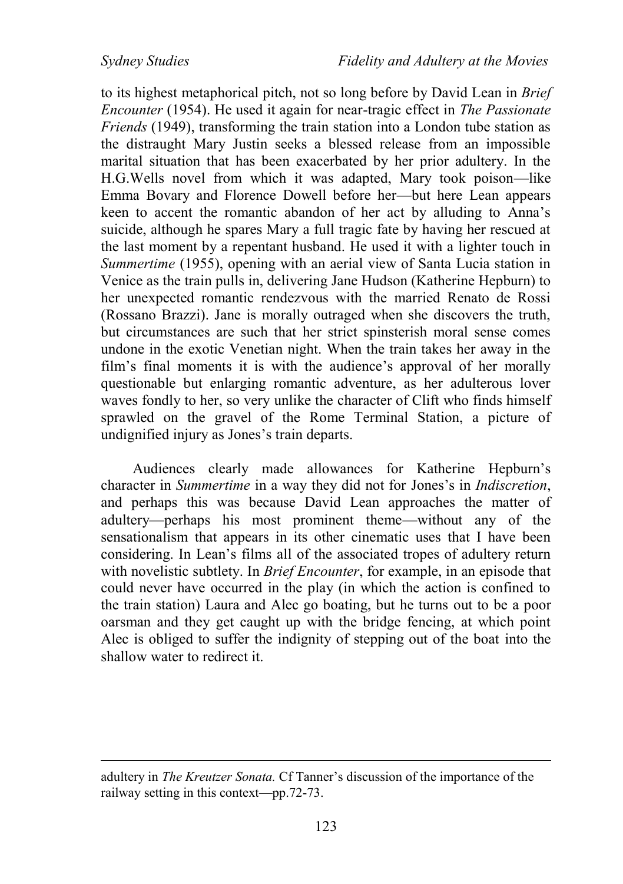to its highest metaphorical pitch, not so long before by David Lean in *Brief Encounter* (1954). He used it again for near-tragic effect in *The Passionate Friends* (1949), transforming the train station into a London tube station as the distraught Mary Justin seeks a blessed release from an impossible marital situation that has been exacerbated by her prior adultery. In the H.G.Wells novel from which it was adapted, Mary took poison—like Emma Bovary and Florence Dowell before her—but here Lean appears keen to accent the romantic abandon of her act by alluding to Anna's suicide, although he spares Mary a full tragic fate by having her rescued at the last moment by a repentant husband. He used it with a lighter touch in *Summertime* (1955), opening with an aerial view of Santa Lucia station in Venice as the train pulls in, delivering Jane Hudson (Katherine Hepburn) to her unexpected romantic rendezvous with the married Renato de Rossi (Rossano Brazzi). Jane is morally outraged when she discovers the truth, but circumstances are such that her strict spinsterish moral sense comes undone in the exotic Venetian night. When the train takes her away in the film's final moments it is with the audience's approval of her morally questionable but enlarging romantic adventure, as her adulterous lover waves fondly to her, so very unlike the character of Clift who finds himself sprawled on the gravel of the Rome Terminal Station, a picture of undignified injury as Jones's train departs.

Audiences clearly made allowances for Katherine Hepburn's character in *Summertime* in a way they did not for Jones's in *Indiscretion*, and perhaps this was because David Lean approaches the matter of adultery—perhaps his most prominent theme—without any of the sensationalism that appears in its other cinematic uses that I have been considering. In Lean's films all of the associated tropes of adultery return with novelistic subtlety. In *Brief Encounter*, for example, in an episode that could never have occurred in the play (in which the action is confined to the train station) Laura and Alec go boating, but he turns out to be a poor oarsman and they get caught up with the bridge fencing, at which point Alec is obliged to suffer the indignity of stepping out of the boat into the shallow water to redirect it.

---

adultery in *The Kreutzer Sonata.* Cf Tanner's discussion of the importance of the railway setting in this context—pp.72-73.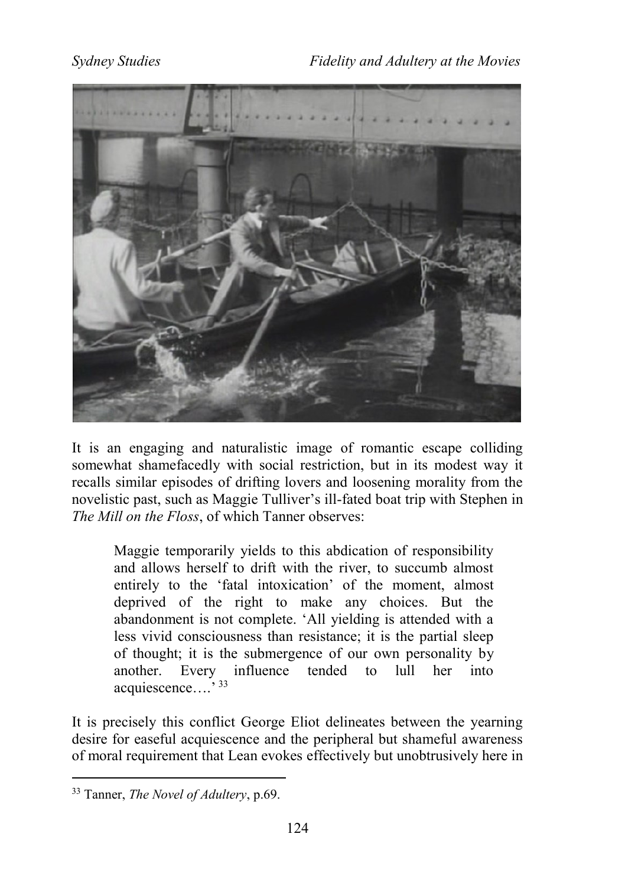It is an engaging and naturalistic image of romantic escape colliding somewhat shamefacedly with social restriction, but in its modest way it recalls similar episodes of drifting lovers and loosening morality from the novelistic past, such as Maggie Tulliver's ill-fated boat trip with Stephen in *The Mill on the Floss*, of which Tanner observes:

> Maggie temporarily yields to this abdication of responsibility and allows herself to drift with the river, to succumb almost entirely to the 'fatal intoxication' of the moment, almost deprived of the right to make any choices. But the abandonment is not complete. 'All yielding is attended with a less vivid consciousness than resistance; it is the partial sleep of thought; it is the submergence of our own personality by another. Every influence tended to lull her into acquiescence….' [33]

It is precisely this conflict George Eliot delineates between the yearning desire for easeful acquiescence and the peripheral but shameful awareness of moral requirement that Lean evokes effectively but unobtrusively here in

[33] Tanner, *The Novel of Adultery*, p.69.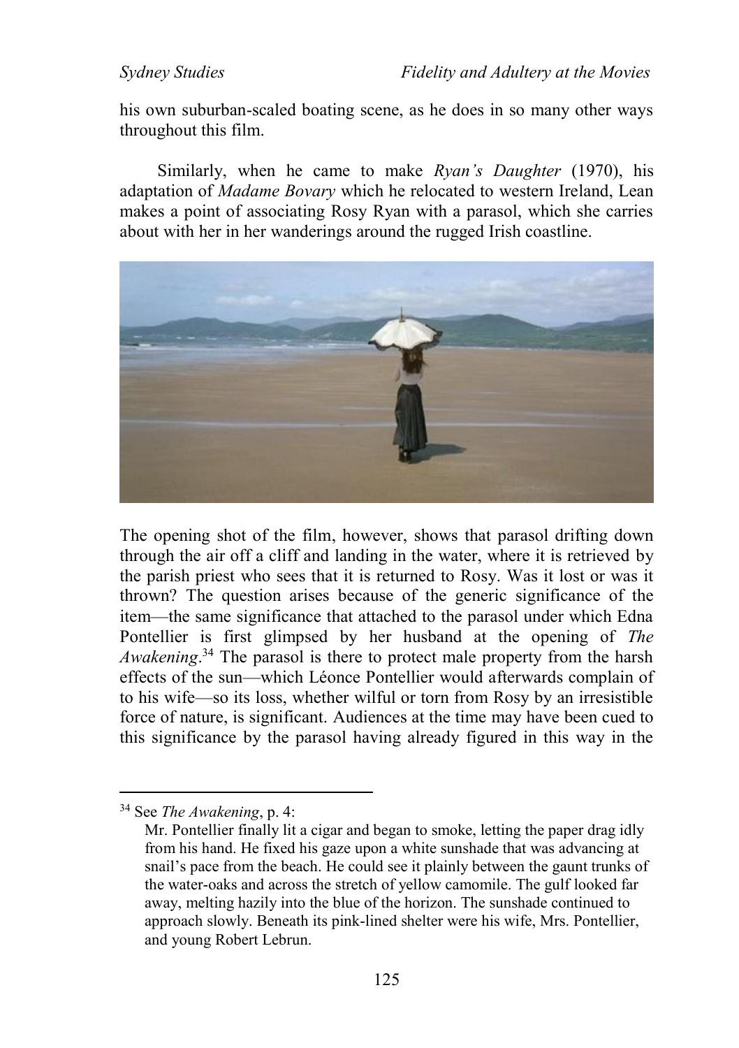his own suburban-scaled boating scene, as he does in so many other ways throughout this film.

Similarly, when he came to make *Ryan's Daughter* (1970), his adaptation of *Madame Bovary* which he relocated to western Ireland, Lean makes a point of associating Rosy Ryan with a parasol, which she carries about with her in her wanderings around the rugged Irish coastline.

The opening shot of the film, however, shows that parasol drifting down through the air off a cliff and landing in the water, where it is retrieved by the parish priest who sees that it is returned to Rosy. Was it lost or was it thrown? The question arises because of the generic significance of the item—the same significance that attached to the parasol under which Edna Pontellier is first glimpsed by her husband at the opening of *The Awakening*.[34] The parasol is there to protect male property from the harsh effects of the sun—which Léonce Pontellier would afterwards complain of to his wife—so its loss, whether wilful or torn from Rosy by an irresistible force of nature, is significant. Audiences at the time may have been cued to this significance by the parasol having already figured in this way in the

---

[34] See *The Awakening*, p. 4:

> Mr. Pontellier finally lit a cigar and began to smoke, letting the paper drag idly from his hand. He fixed his gaze upon a white sunshade that was advancing at snail's pace from the beach. He could see it plainly between the gaunt trunks of the water-oaks and across the stretch of yellow camomile. The gulf looked far away, melting hazily into the blue of the horizon. The sunshade continued to approach slowly. Beneath its pink-lined shelter were his wife, Mrs. Pontellier, and young Robert Lebrun.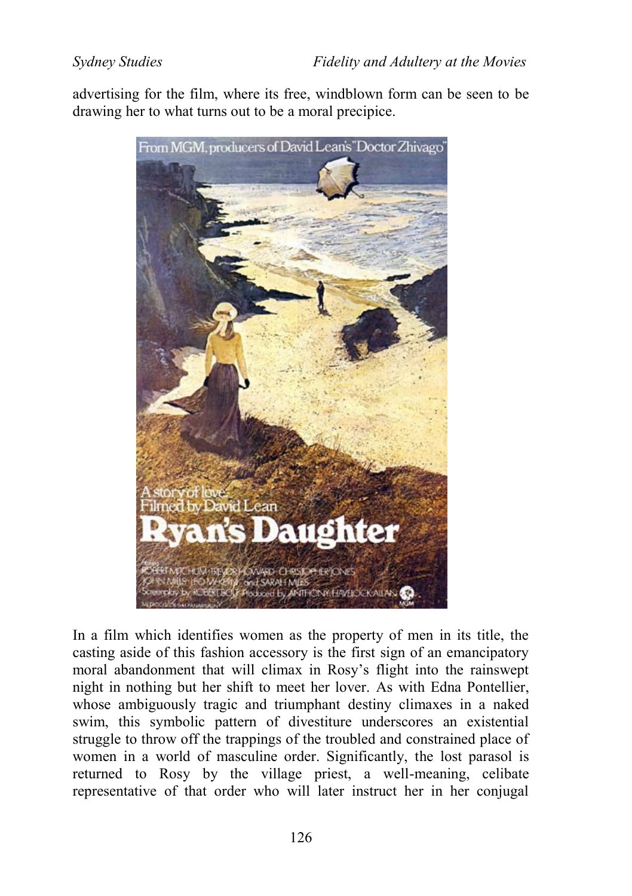advertising for the film, where its free, windblown form can be seen to be drawing her to what turns out to be a moral precipice.

In a film which identifies women as the property of men in its title, the casting aside of this fashion accessory is the first sign of an emancipatory moral abandonment that will climax in Rosy's flight into the rainswept night in nothing but her shift to meet her lover. As with Edna Pontellier, whose ambiguously tragic and triumphant destiny climaxes in a naked swim, this symbolic pattern of divestiture underscores an existential struggle to throw off the trappings of the troubled and constrained place of women in a world of masculine order. Significantly, the lost parasol is returned to Rosy by the village priest, a well-meaning, celibate representative of that order who will later instruct her in her conjugal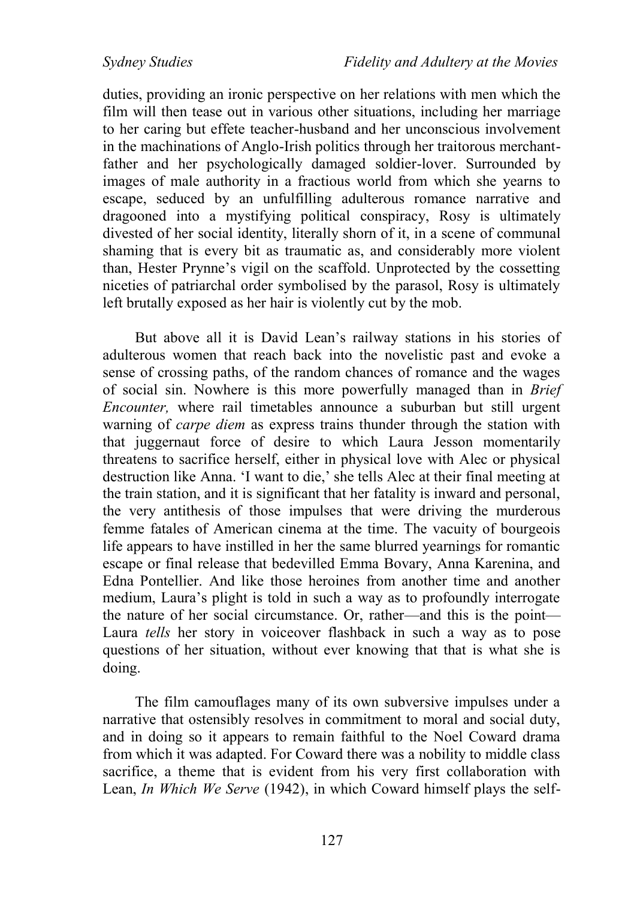duties, providing an ironic perspective on her relations with men which the film will then tease out in various other situations, including her marriage to her caring but effete teacher-husband and her unconscious involvement in the machinations of Anglo-Irish politics through her traitorous merchant-father and her psychologically damaged soldier-lover. Surrounded by images of male authority in a fractious world from which she yearns to escape, seduced by an unfulfilling adulterous romance narrative and dragooned into a mystifying political conspiracy, Rosy is ultimately divested of her social identity, literally shorn of it, in a scene of communal shaming that is every bit as traumatic as, and considerably more violent than, Hester Prynne's vigil on the scaffold. Unprotected by the cossetting niceties of patriarchal order symbolised by the parasol, Rosy is ultimately left brutally exposed as her hair is violently cut by the mob.

But above all it is David Lean's railway stations in his stories of adulterous women that reach back into the novelistic past and evoke a sense of crossing paths, of the random chances of romance and the wages of social sin. Nowhere is this more powerfully managed than in *Brief Encounter,* where rail timetables announce a suburban but still urgent warning of *carpe diem* as express trains thunder through the station with that juggernaut force of desire to which Laura Jesson momentarily threatens to sacrifice herself, either in physical love with Alec or physical destruction like Anna. 'I want to die,' she tells Alec at their final meeting at the train station, and it is significant that her fatality is inward and personal, the very antithesis of those impulses that were driving the murderous femme fatales of American cinema at the time. The vacuity of bourgeois life appears to have instilled in her the same blurred yearnings for romantic escape or final release that bedevilled Emma Bovary, Anna Karenina, and Edna Pontellier. And like those heroines from another time and another medium, Laura's plight is told in such a way as to profoundly interrogate the nature of her social circumstance. Or, rather—and this is the point—Laura *tells* her story in voiceover flashback in such a way as to pose questions of her situation, without ever knowing that that is what she is doing.

The film camouflages many of its own subversive impulses under a narrative that ostensibly resolves in commitment to moral and social duty, and in doing so it appears to remain faithful to the Noel Coward drama from which it was adapted. For Coward there was a nobility to middle class sacrifice, a theme that is evident from his very first collaboration with Lean, *In Which We Serve* (1942), in which Coward himself plays the self-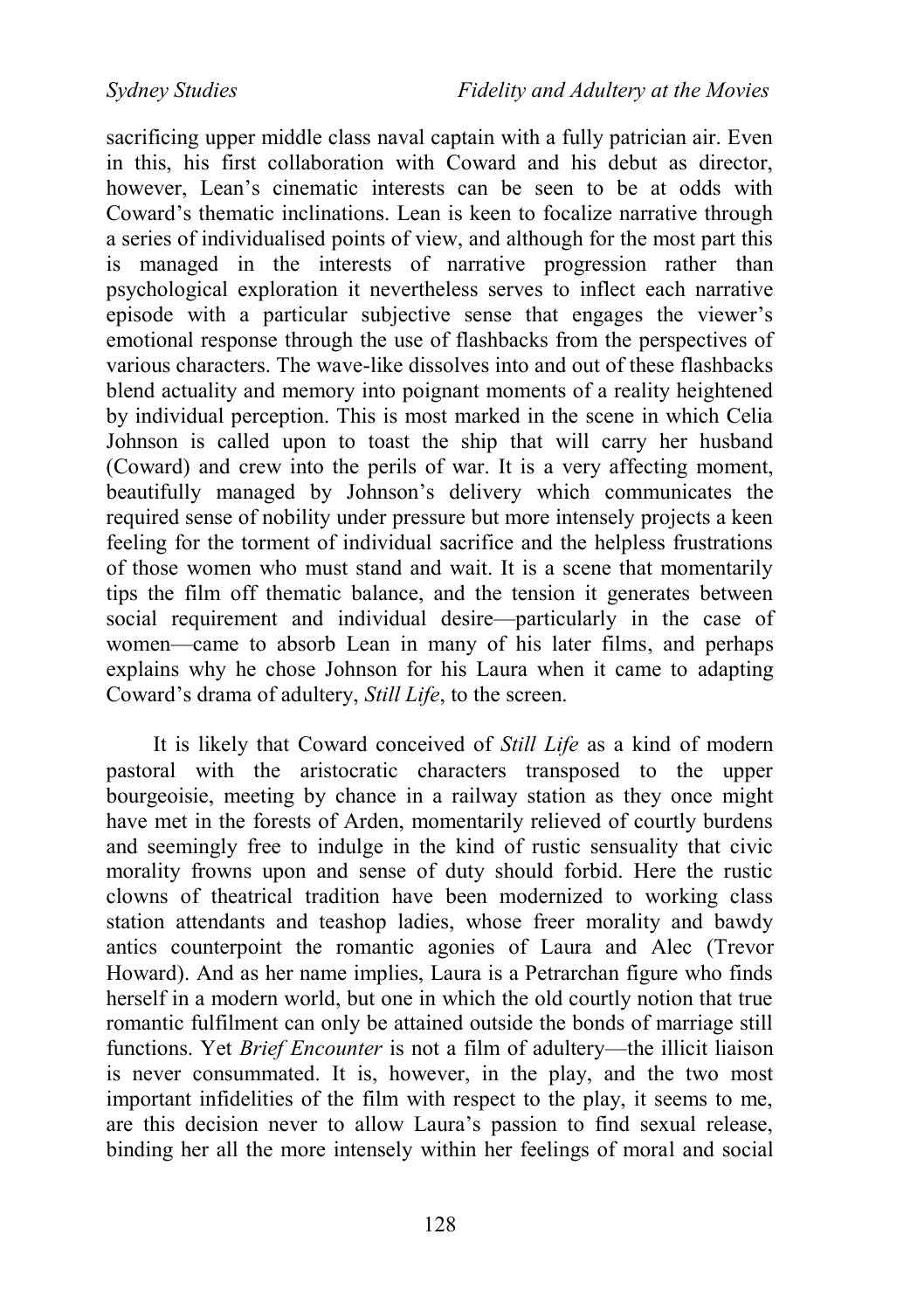sacrificing upper middle class naval captain with a fully patrician air. Even in this, his first collaboration with Coward and his debut as director, however, Lean's cinematic interests can be seen to be at odds with Coward's thematic inclinations. Lean is keen to focalize narrative through a series of individualised points of view, and although for the most part this is managed in the interests of narrative progression rather than psychological exploration it nevertheless serves to inflect each narrative episode with a particular subjective sense that engages the viewer's emotional response through the use of flashbacks from the perspectives of various characters. The wave-like dissolves into and out of these flashbacks blend actuality and memory into poignant moments of a reality heightened by individual perception. This is most marked in the scene in which Celia Johnson is called upon to toast the ship that will carry her husband (Coward) and crew into the perils of war. It is a very affecting moment, beautifully managed by Johnson's delivery which communicates the required sense of nobility under pressure but more intensely projects a keen feeling for the torment of individual sacrifice and the helpless frustrations of those women who must stand and wait. It is a scene that momentarily tips the film off thematic balance, and the tension it generates between social requirement and individual desire—particularly in the case of women—came to absorb Lean in many of his later films, and perhaps explains why he chose Johnson for his Laura when it came to adapting Coward's drama of adultery, *Still Life*, to the screen.

It is likely that Coward conceived of *Still Life* as a kind of modern pastoral with the aristocratic characters transposed to the upper bourgeoisie, meeting by chance in a railway station as they once might have met in the forests of Arden, momentarily relieved of courtly burdens and seemingly free to indulge in the kind of rustic sensuality that civic morality frowns upon and sense of duty should forbid. Here the rustic clowns of theatrical tradition have been modernized to working class station attendants and teashop ladies, whose freer morality and bawdy antics counterpoint the romantic agonies of Laura and Alec (Trevor Howard). And as her name implies, Laura is a Petrarchan figure who finds herself in a modern world, but one in which the old courtly notion that true romantic fulfilment can only be attained outside the bonds of marriage still functions. Yet *Brief Encounter* is not a film of adultery—the illicit liaison is never consummated. It is, however, in the play, and the two most important infidelities of the film with respect to the play, it seems to me, are this decision never to allow Laura's passion to find sexual release, binding her all the more intensely within her feelings of moral and social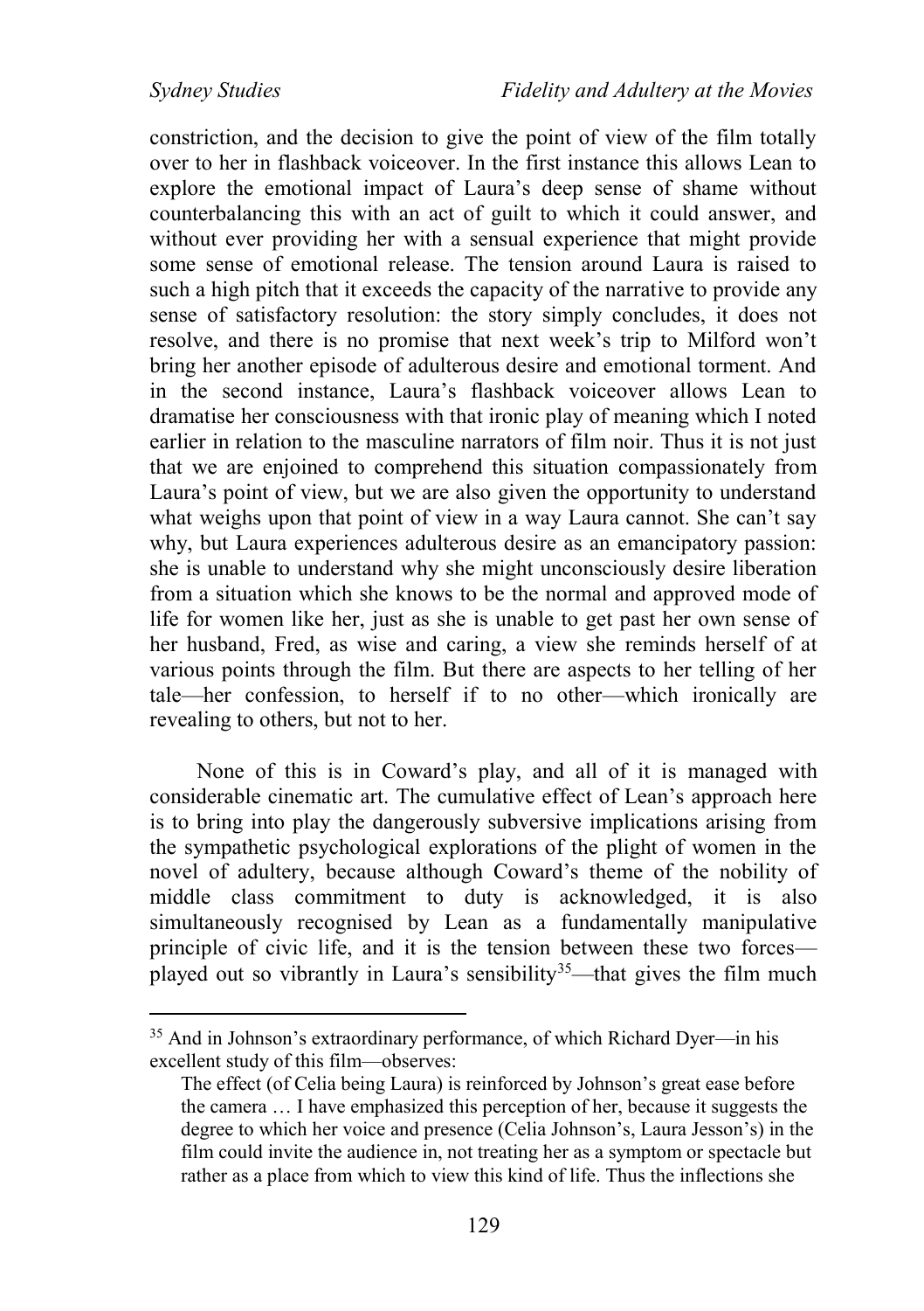constriction, and the decision to give the point of view of the film totally over to her in flashback voiceover. In the first instance this allows Lean to explore the emotional impact of Laura's deep sense of shame without counterbalancing this with an act of guilt to which it could answer, and without ever providing her with a sensual experience that might provide some sense of emotional release. The tension around Laura is raised to such a high pitch that it exceeds the capacity of the narrative to provide any sense of satisfactory resolution: the story simply concludes, it does not resolve, and there is no promise that next week's trip to Milford won't bring her another episode of adulterous desire and emotional torment. And in the second instance, Laura's flashback voiceover allows Lean to dramatise her consciousness with that ironic play of meaning which I noted earlier in relation to the masculine narrators of film noir. Thus it is not just that we are enjoined to comprehend this situation compassionately from Laura's point of view, but we are also given the opportunity to understand what weighs upon that point of view in a way Laura cannot. She can't say why, but Laura experiences adulterous desire as an emancipatory passion: she is unable to understand why she might unconsciously desire liberation from a situation which she knows to be the normal and approved mode of life for women like her, just as she is unable to get past her own sense of her husband, Fred, as wise and caring, a view she reminds herself of at various points through the film. But there are aspects to her telling of her tale—her confession, to herself if to no other—which ironically are revealing to others, but not to her.

None of this is in Coward's play, and all of it is managed with considerable cinematic art. The cumulative effect of Lean's approach here is to bring into play the dangerously subversive implications arising from the sympathetic psychological explorations of the plight of women in the novel of adultery, because although Coward's theme of the nobility of middle class commitment to duty is acknowledged, it is also simultaneously recognised by Lean as a fundamentally manipulative principle of civic life, and it is the tension between these two forces—played out so vibrantly in Laura's sensibility[35]—that gives the film much

---

[35] And in Johnson's extraordinary performance, of which Richard Dyer—in his excellent study of this film—observes:

> The effect (of Celia being Laura) is reinforced by Johnson's great ease before the camera … I have emphasized this perception of her, because it suggests the degree to which her voice and presence (Celia Johnson's, Laura Jesson's) in the film could invite the audience in, not treating her as a symptom or spectacle but rather as a place from which to view this kind of life. Thus the inflections she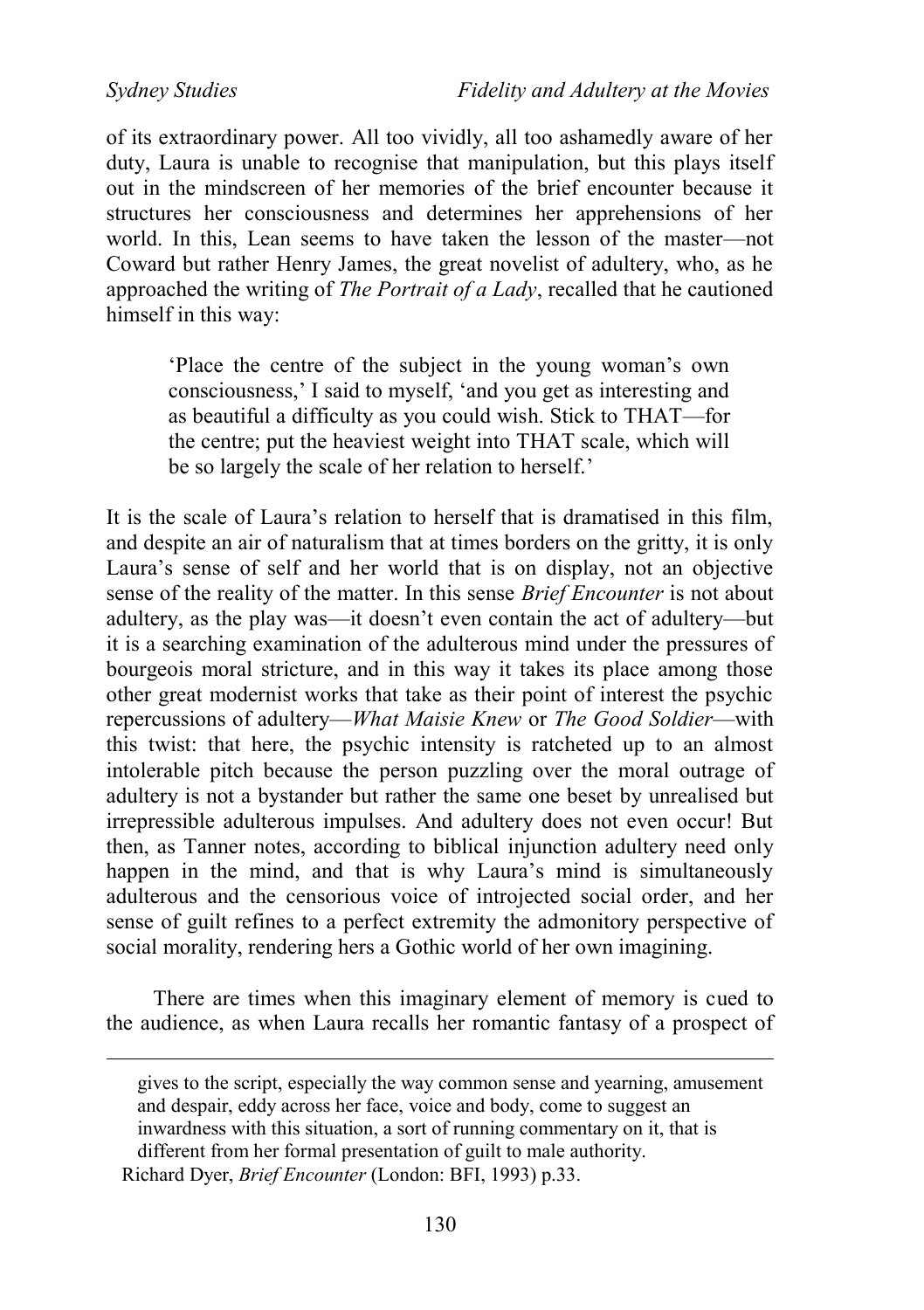of its extraordinary power. All too vividly, all too ashamedly aware of her duty, Laura is unable to recognise that manipulation, but this plays itself out in the mindscreen of her memories of the brief encounter because it structures her consciousness and determines her apprehensions of her world. In this, Lean seems to have taken the lesson of the master—not Coward but rather Henry James, the great novelist of adultery, who, as he approached the writing of *The Portrait of a Lady*, recalled that he cautioned himself in this way:

> 'Place the centre of the subject in the young woman's own consciousness,' I said to myself, 'and you get as interesting and as beautiful a difficulty as you could wish. Stick to THAT—for the centre; put the heaviest weight into THAT scale, which will be so largely the scale of her relation to herself.'

It is the scale of Laura's relation to herself that is dramatised in this film, and despite an air of naturalism that at times borders on the gritty, it is only Laura's sense of self and her world that is on display, not an objective sense of the reality of the matter. In this sense *Brief Encounter* is not about adultery, as the play was—it doesn't even contain the act of adultery—but it is a searching examination of the adulterous mind under the pressures of bourgeois moral stricture, and in this way it takes its place among those other great modernist works that take as their point of interest the psychic repercussions of adultery—*What Maisie Knew* or *The Good Soldier*—with this twist: that here, the psychic intensity is ratcheted up to an almost intolerable pitch because the person puzzling over the moral outrage of adultery is not a bystander but rather the same one beset by unrealised but irrepressible adulterous impulses. And adultery does not even occur! But then, as Tanner notes, according to biblical injunction adultery need only happen in the mind, and that is why Laura's mind is simultaneously adulterous and the censorious voice of introjected social order, and her sense of guilt refines to a perfect extremity the admonitory perspective of social morality, rendering hers a Gothic world of her own imagining.

There are times when this imaginary element of memory is cued to the audience, as when Laura recalls her romantic fantasy of a prospect of

---

gives to the script, especially the way common sense and yearning, amusement and despair, eddy across her face, voice and body, come to suggest an inwardness with this situation, a sort of running commentary on it, that is different from her formal presentation of guilt to male authority.

Richard Dyer, *Brief Encounter* (London: BFI, 1993) p.33.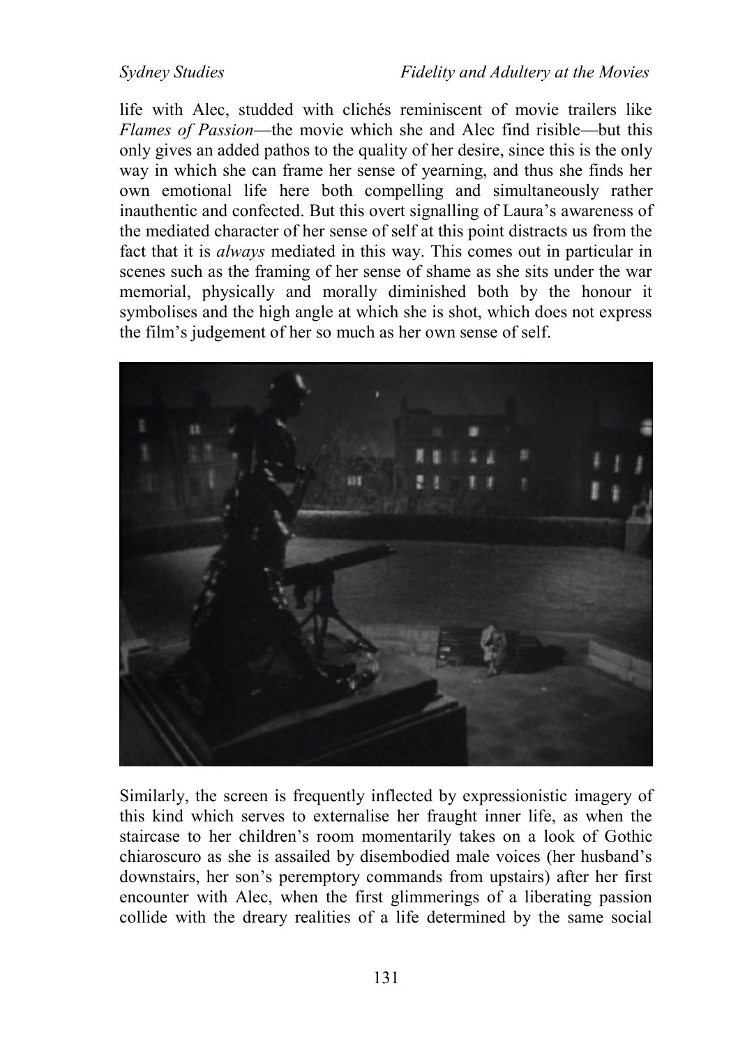life with Alec, studded with clichés reminiscent of movie trailers like *Flames of Passion*—the movie which she and Alec find risible—but this only gives an added pathos to the quality of her desire, since this is the only way in which she can frame her sense of yearning, and thus she finds her own emotional life here both compelling and simultaneously rather inauthentic and confected. But this overt signalling of Laura's awareness of the mediated character of her sense of self at this point distracts us from the fact that it is *always* mediated in this way. This comes out in particular in scenes such as the framing of her sense of shame as she sits under the war memorial, physically and morally diminished both by the honour it symbolises and the high angle at which she is shot, which does not express the film's judgement of her so much as her own sense of self.

Similarly, the screen is frequently inflected by expressionistic imagery of this kind which serves to externalise her fraught inner life, as when the staircase to her children's room momentarily takes on a look of Gothic chiaroscuro as she is assailed by disembodied male voices (her husband's downstairs, her son's peremptory commands from upstairs) after her first encounter with Alec, when the first glimmerings of a liberating passion collide with the dreary realities of a life determined by the same social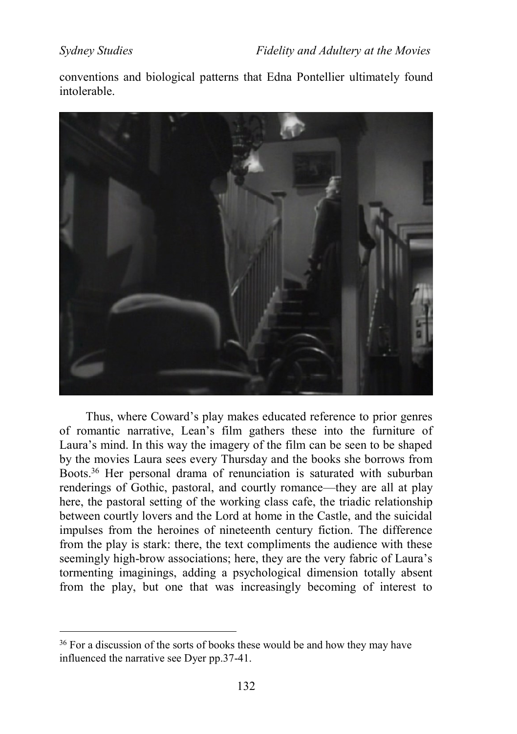conventions and biological patterns that Edna Pontellier ultimately found intolerable.

Thus, where Coward's play makes educated reference to prior genres of romantic narrative, Lean's film gathers these into the furniture of Laura's mind. In this way the imagery of the film can be seen to be shaped by the movies Laura sees every Thursday and the books she borrows from Boots.[36] Her personal drama of renunciation is saturated with suburban renderings of Gothic, pastoral, and courtly romance—they are all at play here, the pastoral setting of the working class cafe, the triadic relationship between courtly lovers and the Lord at home in the Castle, and the suicidal impulses from the heroines of nineteenth century fiction. The difference from the play is stark: there, the text compliments the audience with these seemingly high-brow associations; here, they are the very fabric of Laura's tormenting imaginings, adding a psychological dimension totally absent from the play, but one that was increasingly becoming of interest to

[36] For a discussion of the sorts of books these would be and how they may have influenced the narrative see Dyer pp.37-41.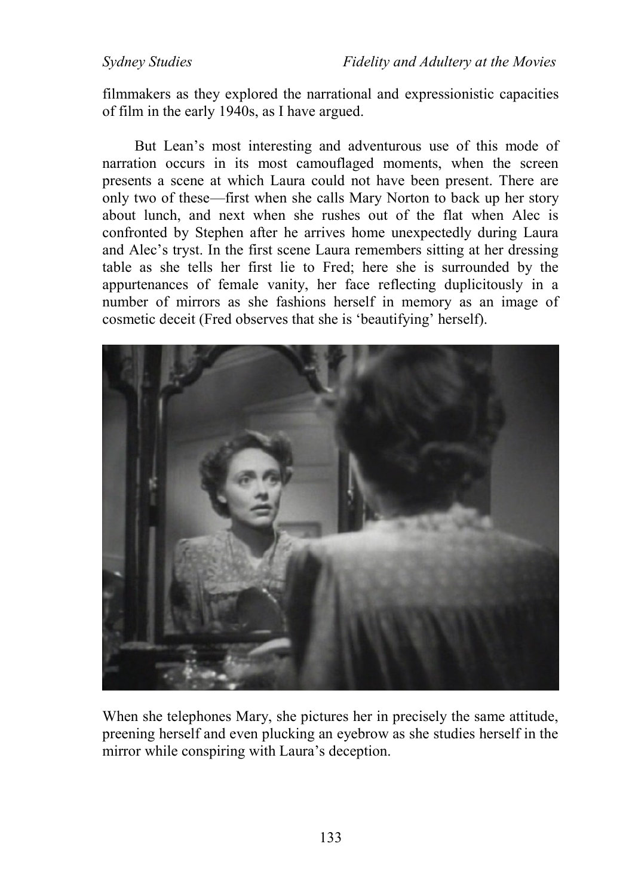filmmakers as they explored the narrational and expressionistic capacities of film in the early 1940s, as I have argued.

But Lean's most interesting and adventurous use of this mode of narration occurs in its most camouflaged moments, when the screen presents a scene at which Laura could not have been present. There are only two of these—first when she calls Mary Norton to back up her story about lunch, and next when she rushes out of the flat when Alec is confronted by Stephen after he arrives home unexpectedly during Laura and Alec's tryst. In the first scene Laura remembers sitting at her dressing table as she tells her first lie to Fred; here she is surrounded by the appurtenances of female vanity, her face reflecting duplicitously in a number of mirrors as she fashions herself in memory as an image of cosmetic deceit (Fred observes that she is 'beautifying' herself).

When she telephones Mary, she pictures her in precisely the same attitude, preening herself and even plucking an eyebrow as she studies herself in the mirror while conspiring with Laura's deception.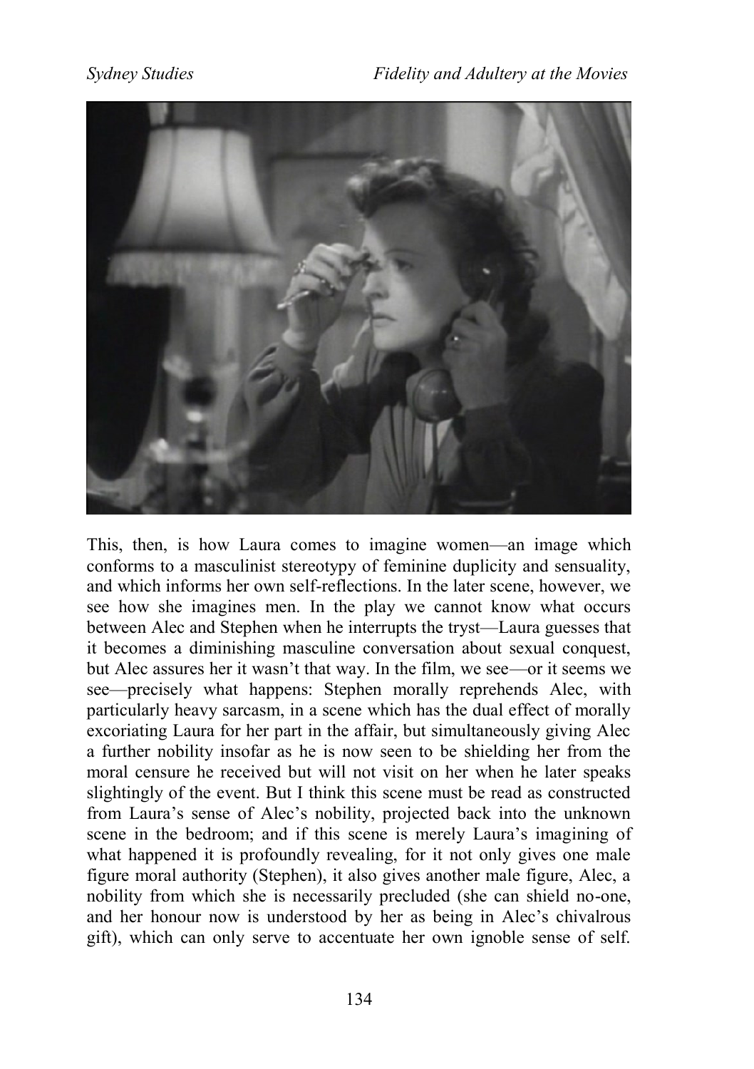This, then, is how Laura comes to imagine women—an image which conforms to a masculinist stereotypy of feminine duplicity and sensuality, and which informs her own self-reflections. In the later scene, however, we see how she imagines men. In the play we cannot know what occurs between Alec and Stephen when he interrupts the tryst—Laura guesses that it becomes a diminishing masculine conversation about sexual conquest, but Alec assures her it wasn't that way. In the film, we see—or it seems we see—precisely what happens: Stephen morally reprehends Alec, with particularly heavy sarcasm, in a scene which has the dual effect of morally excoriating Laura for her part in the affair, but simultaneously giving Alec a further nobility insofar as he is now seen to be shielding her from the moral censure he received but will not visit on her when he later speaks slightingly of the event. But I think this scene must be read as constructed from Laura's sense of Alec's nobility, projected back into the unknown scene in the bedroom; and if this scene is merely Laura's imagining of what happened it is profoundly revealing, for it not only gives one male figure moral authority (Stephen), it also gives another male figure, Alec, a nobility from which she is necessarily precluded (she can shield no-one, and her honour now is understood by her as being in Alec's chivalrous gift), which can only serve to accentuate her own ignoble sense of self.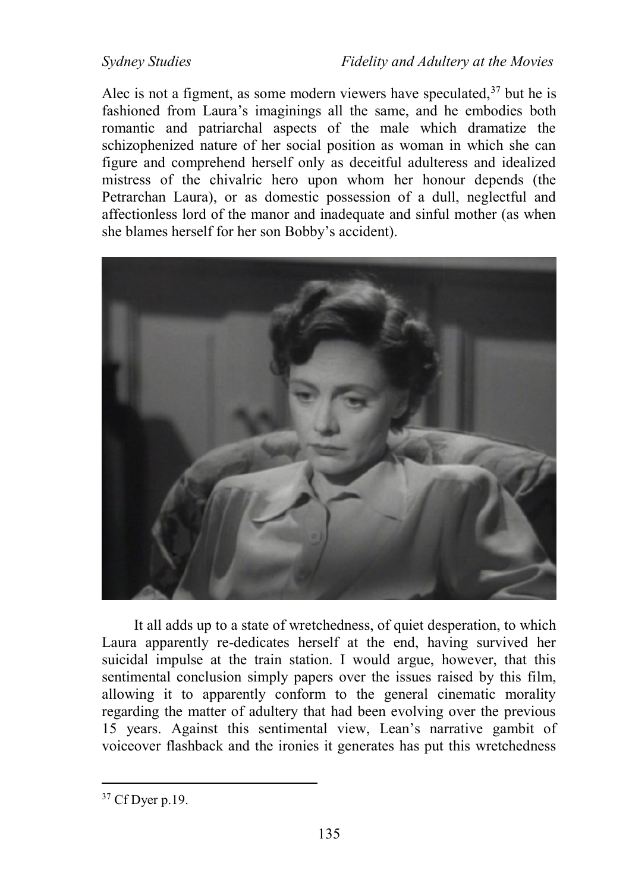Alec is not a figment, as some modern viewers have speculated,[37] but he is fashioned from Laura's imaginings all the same, and he embodies both romantic and patriarchal aspects of the male which dramatize the schizophenized nature of her social position as woman in which she can figure and comprehend herself only as deceitful adulteress and idealized mistress of the chivalric hero upon whom her honour depends (the Petrarchan Laura), or as domestic possession of a dull, neglectful and affectionless lord of the manor and inadequate and sinful mother (as when she blames herself for her son Bobby's accident).

It all adds up to a state of wretchedness, of quiet desperation, to which Laura apparently re-dedicates herself at the end, having survived her suicidal impulse at the train station. I would argue, however, that this sentimental conclusion simply papers over the issues raised by this film, allowing it to apparently conform to the general cinematic morality regarding the matter of adultery that had been evolving over the previous 15 years. Against this sentimental view, Lean's narrative gambit of voiceover flashback and the ironies it generates has put this wretchedness

[37] Cf Dyer p.19.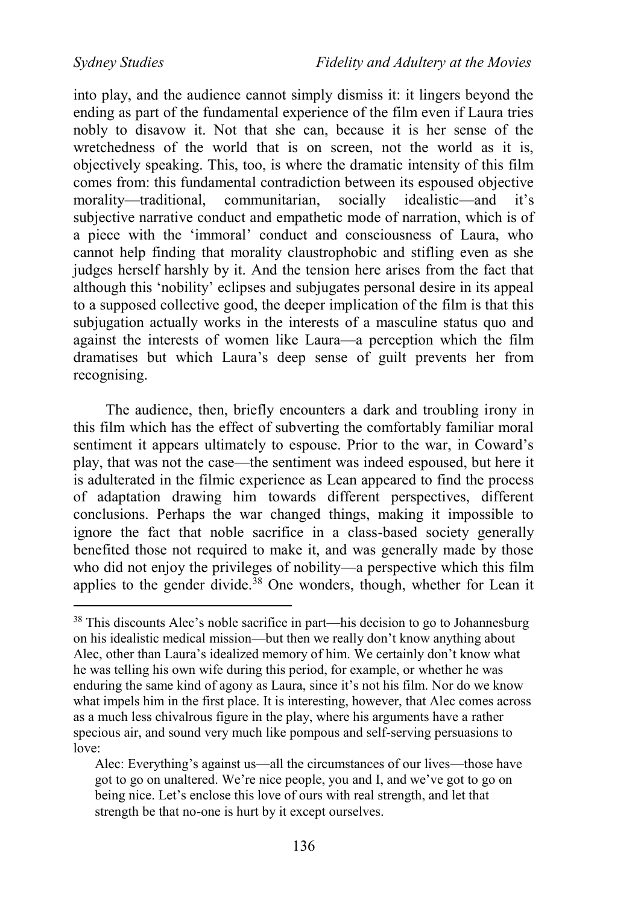into play, and the audience cannot simply dismiss it: it lingers beyond the ending as part of the fundamental experience of the film even if Laura tries nobly to disavow it. Not that she can, because it is her sense of the wretchedness of the world that is on screen, not the world as it is, objectively speaking. This, too, is where the dramatic intensity of this film comes from: this fundamental contradiction between its espoused objective morality—traditional, communitarian, socially idealistic—and it's subjective narrative conduct and empathetic mode of narration, which is of a piece with the 'immoral' conduct and consciousness of Laura, who cannot help finding that morality claustrophobic and stifling even as she judges herself harshly by it. And the tension here arises from the fact that although this 'nobility' eclipses and subjugates personal desire in its appeal to a supposed collective good, the deeper implication of the film is that this subjugation actually works in the interests of a masculine status quo and against the interests of women like Laura—a perception which the film dramatises but which Laura's deep sense of guilt prevents her from recognising.

The audience, then, briefly encounters a dark and troubling irony in this film which has the effect of subverting the comfortably familiar moral sentiment it appears ultimately to espouse. Prior to the war, in Coward's play, that was not the case—the sentiment was indeed espoused, but here it is adulterated in the filmic experience as Lean appeared to find the process of adaptation drawing him towards different perspectives, different conclusions. Perhaps the war changed things, making it impossible to ignore the fact that noble sacrifice in a class-based society generally benefited those not required to make it, and was generally made by those who did not enjoy the privileges of nobility—a perspective which this film applies to the gender divide.[38] One wonders, though, whether for Lean it

---

[38] This discounts Alec's noble sacrifice in part—his decision to go to Johannesburg on his idealistic medical mission—but then we really don't know anything about Alec, other than Laura's idealized memory of him. We certainly don't know what he was telling his own wife during this period, for example, or whether he was enduring the same kind of agony as Laura, since it's not his film. Nor do we know what impels him in the first place. It is interesting, however, that Alec comes across as a much less chivalrous figure in the play, where his arguments have a rather specious air, and sound very much like pompous and self-serving persuasions to love:

> Alec: Everything's against us—all the circumstances of our lives—those have got to go on unaltered. We're nice people, you and I, and we've got to go on being nice. Let's enclose this love of ours with real strength, and let that strength be that no-one is hurt by it except ourselves.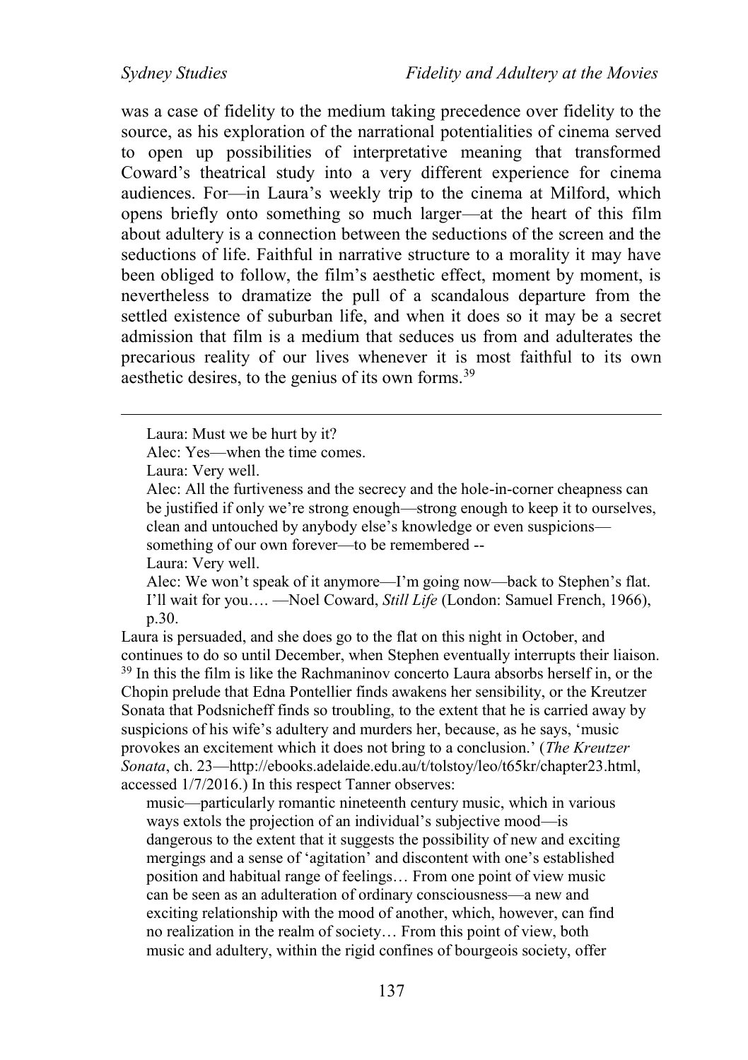was a case of fidelity to the medium taking precedence over fidelity to the source, as his exploration of the narrational potentialities of cinema served to open up possibilities of interpretative meaning that transformed Coward's theatrical study into a very different experience for cinema audiences. For—in Laura's weekly trip to the cinema at Milford, which opens briefly onto something so much larger—at the heart of this film about adultery is a connection between the seductions of the screen and the seductions of life. Faithful in narrative structure to a morality it may have been obliged to follow, the film's aesthetic effect, moment by moment, is nevertheless to dramatize the pull of a scandalous departure from the settled existence of suburban life, and when it does so it may be a secret admission that film is a medium that seduces us from and adulterates the precarious reality of our lives whenever it is most faithful to its own aesthetic desires, to the genius of its own forms.[39]

---

> Laura: Must we be hurt by it?
>
> Alec: Yes—when the time comes.
>
> Laura: Very well.
>
> Alec: All the furtiveness and the secrecy and the hole-in-corner cheapness can be justified if only we're strong enough—strong enough to keep it to ourselves, clean and untouched by anybody else's knowledge or even suspicions—something of our own forever—to be remembered --
>
> Laura: Very well.
>
> Alec: We won't speak of it anymore—I'm going now—back to Stephen's flat. I'll wait for you…. —Noel Coward, *Still Life* (London: Samuel French, 1966), p.30.

Laura is persuaded, and she does go to the flat on this night in October, and continues to do so until December, when Stephen eventually interrupts their liaison.

[39] In this the film is like the Rachmaninov concerto Laura absorbs herself in, or the Chopin prelude that Edna Pontellier finds awakens her sensibility, or the Kreutzer Sonata that Podsnicheff finds so troubling, to the extent that he is carried away by suspicions of his wife's adultery and murders her, because, as he says, 'music provokes an excitement which it does not bring to a conclusion.' (*The Kreutzer Sonata*, ch. 23—http://ebooks.adelaide.edu.au/t/tolstoy/leo/t65kr/chapter23.html, accessed 1/7/2016.) In this respect Tanner observes:

> music—particularly romantic nineteenth century music, which in various ways extols the projection of an individual's subjective mood—is dangerous to the extent that it suggests the possibility of new and exciting mergings and a sense of 'agitation' and discontent with one's established position and habitual range of feelings… From one point of view music can be seen as an adulteration of ordinary consciousness—a new and exciting relationship with the mood of another, which, however, can find no realization in the realm of society… From this point of view, both music and adultery, within the rigid confines of bourgeois society, offer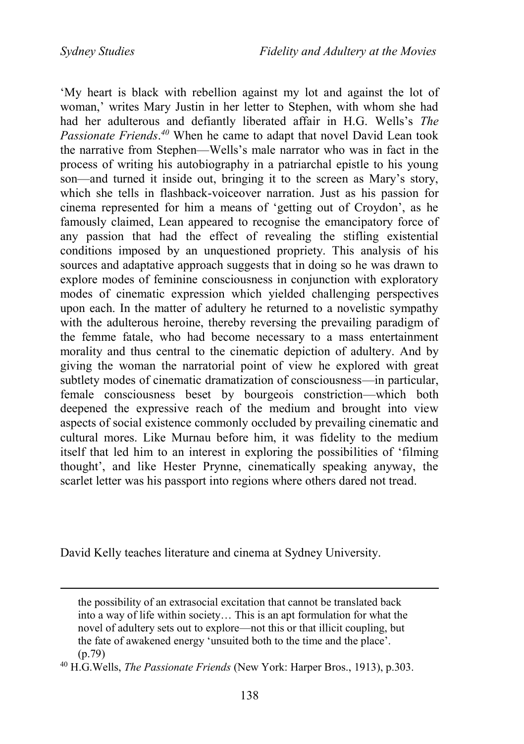'My heart is black with rebellion against my lot and against the lot of woman,' writes Mary Justin in her letter to Stephen, with whom she had had her adulterous and defiantly liberated affair in H.G. Wells's *The Passionate Friends*.[40] When he came to adapt that novel David Lean took the narrative from Stephen—Wells's male narrator who was in fact in the process of writing his autobiography in a patriarchal epistle to his young son—and turned it inside out, bringing it to the screen as Mary's story, which she tells in flashback-voiceover narration. Just as his passion for cinema represented for him a means of 'getting out of Croydon', as he famously claimed, Lean appeared to recognise the emancipatory force of any passion that had the effect of revealing the stifling existential conditions imposed by an unquestioned propriety. This analysis of his sources and adaptative approach suggests that in doing so he was drawn to explore modes of feminine consciousness in conjunction with exploratory modes of cinematic expression which yielded challenging perspectives upon each. In the matter of adultery he returned to a novelistic sympathy with the adulterous heroine, thereby reversing the prevailing paradigm of the femme fatale, who had become necessary to a mass entertainment morality and thus central to the cinematic depiction of adultery. And by giving the woman the narratorial point of view he explored with great subtlety modes of cinematic dramatization of consciousness—in particular, female consciousness beset by bourgeois constriction—which both deepened the expressive reach of the medium and brought into view aspects of social existence commonly occluded by prevailing cinematic and cultural mores. Like Murnau before him, it was fidelity to the medium itself that led him to an interest in exploring the possibilities of 'filming thought', and like Hester Prynne, cinematically speaking anyway, the scarlet letter was his passport into regions where others dared not tread.

David Kelly teaches literature and cinema at Sydney University.

---

the possibility of an extrasocial excitation that cannot be translated back into a way of life within society… This is an apt formulation for what the novel of adultery sets out to explore—not this or that illicit coupling, but the fate of awakened energy 'unsuited both to the time and the place'. (p.79)

[40] H.G.Wells, *The Passionate Friends* (New York: Harper Bros., 1913), p.303.